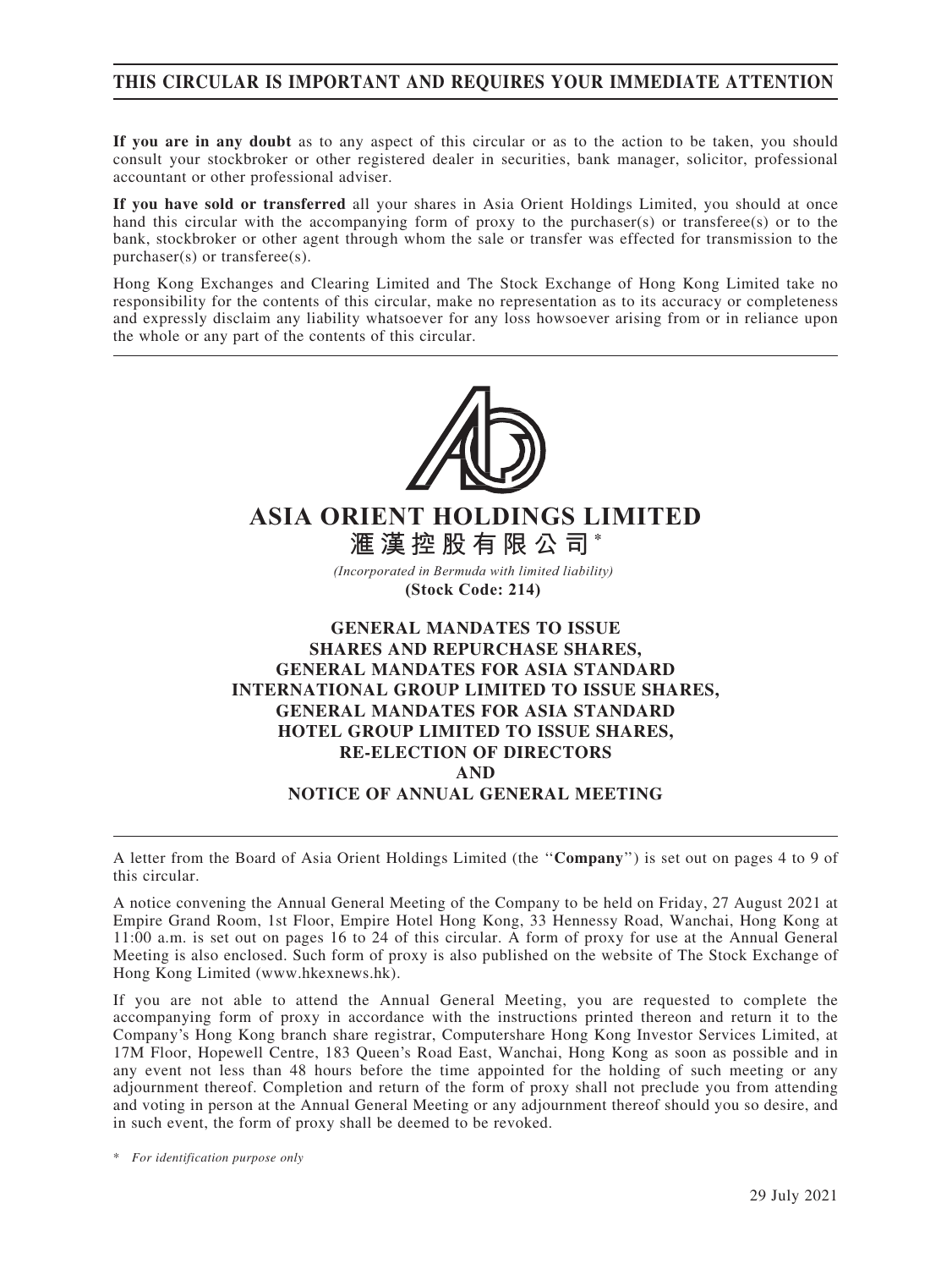**THIS CIRCULAR IS IMPORTANT AND REQUIRES YOUR IMMEDIATE ATTENTION**

**If you are in any doubt** as to any aspect of this circular or as to the action to be taken, you should consult your stockbroker or other registered dealer in securities, bank manager, solicitor, professional accountant or other professional adviser.

**If you have sold or transferred** all your shares in Asia Orient Holdings Limited, you should at once hand this circular with the accompanying form of proxy to the purchaser(s) or transferee(s) or to the bank, stockbroker or other agent through whom the sale or transfer was effected for transmission to the purchaser(s) or transferee(s).

Hong Kong Exchanges and Clearing Limited and The Stock Exchange of Hong Kong Limited take no responsibility for the contents of this circular, make no representation as to its accuracy or completeness and expressly disclaim any liability whatsoever for any loss howsoever arising from or in reliance upon the whole or any part of the contents of this circular.

# ASIA ORIENT HOLDINGS LIMITED
# 滙漢控股有限公司*

*(Incorporated in Bermuda with limited liability)*
**(Stock Code: 214)**

## GENERAL MANDATES TO ISSUE SHARES AND REPURCHASE SHARES, GENERAL MANDATES FOR ASIA STANDARD INTERNATIONAL GROUP LIMITED TO ISSUE SHARES, GENERAL MANDATES FOR ASIA STANDARD HOTEL GROUP LIMITED TO ISSUE SHARES, RE-ELECTION OF DIRECTORS AND NOTICE OF ANNUAL GENERAL MEETING

A letter from the Board of Asia Orient Holdings Limited (the "**Company**") is set out on pages 4 to 9 of this circular.

A notice convening the Annual General Meeting of the Company to be held on Friday, 27 August 2021 at Empire Grand Room, 1st Floor, Empire Hotel Hong Kong, 33 Hennessy Road, Wanchai, Hong Kong at 11:00 a.m. is set out on pages 16 to 24 of this circular. A form of proxy for use at the Annual General Meeting is also enclosed. Such form of proxy is also published on the website of The Stock Exchange of Hong Kong Limited (www.hkexnews.hk).

If you are not able to attend the Annual General Meeting, you are requested to complete the accompanying form of proxy in accordance with the instructions printed thereon and return it to the Company's Hong Kong branch share registrar, Computershare Hong Kong Investor Services Limited, at 17M Floor, Hopewell Centre, 183 Queen's Road East, Wanchai, Hong Kong as soon as possible and in any event not less than 48 hours before the time appointed for the holding of such meeting or any adjournment thereof. Completion and return of the form of proxy shall not preclude you from attending and voting in person at the Annual General Meeting or any adjournment thereof should you so desire, and in such event, the form of proxy shall be deemed to be revoked.

\* *For identification purpose only*

29 July 2021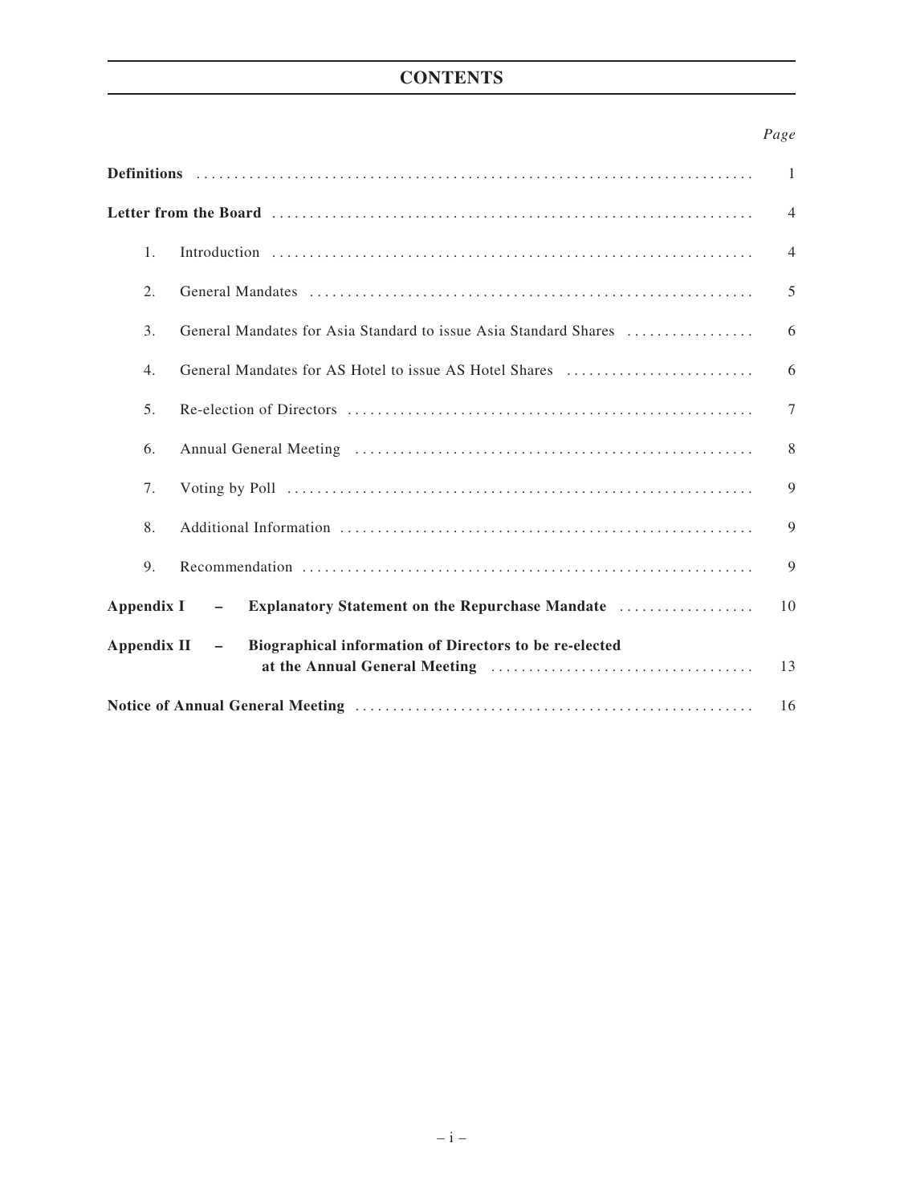# CONTENTS

| | Page |
|---|---|
| **Definitions** | 1 |
| **Letter from the Board** | 4 |
| 1. Introduction | 4 |
| 2. General Mandates | 5 |
| 3. General Mandates for Asia Standard to issue Asia Standard Shares | 6 |
| 4. General Mandates for AS Hotel to issue AS Hotel Shares | 6 |
| 5. Re-election of Directors | 7 |
| 6. Annual General Meeting | 8 |
| 7. Voting by Poll | 9 |
| 8. Additional Information | 9 |
| 9. Recommendation | 9 |
| **Appendix I – Explanatory Statement on the Repurchase Mandate** | 10 |
| **Appendix II – Biographical information of Directors to be re-elected at the Annual General Meeting** | 13 |
| **Notice of Annual General Meeting** | 16 |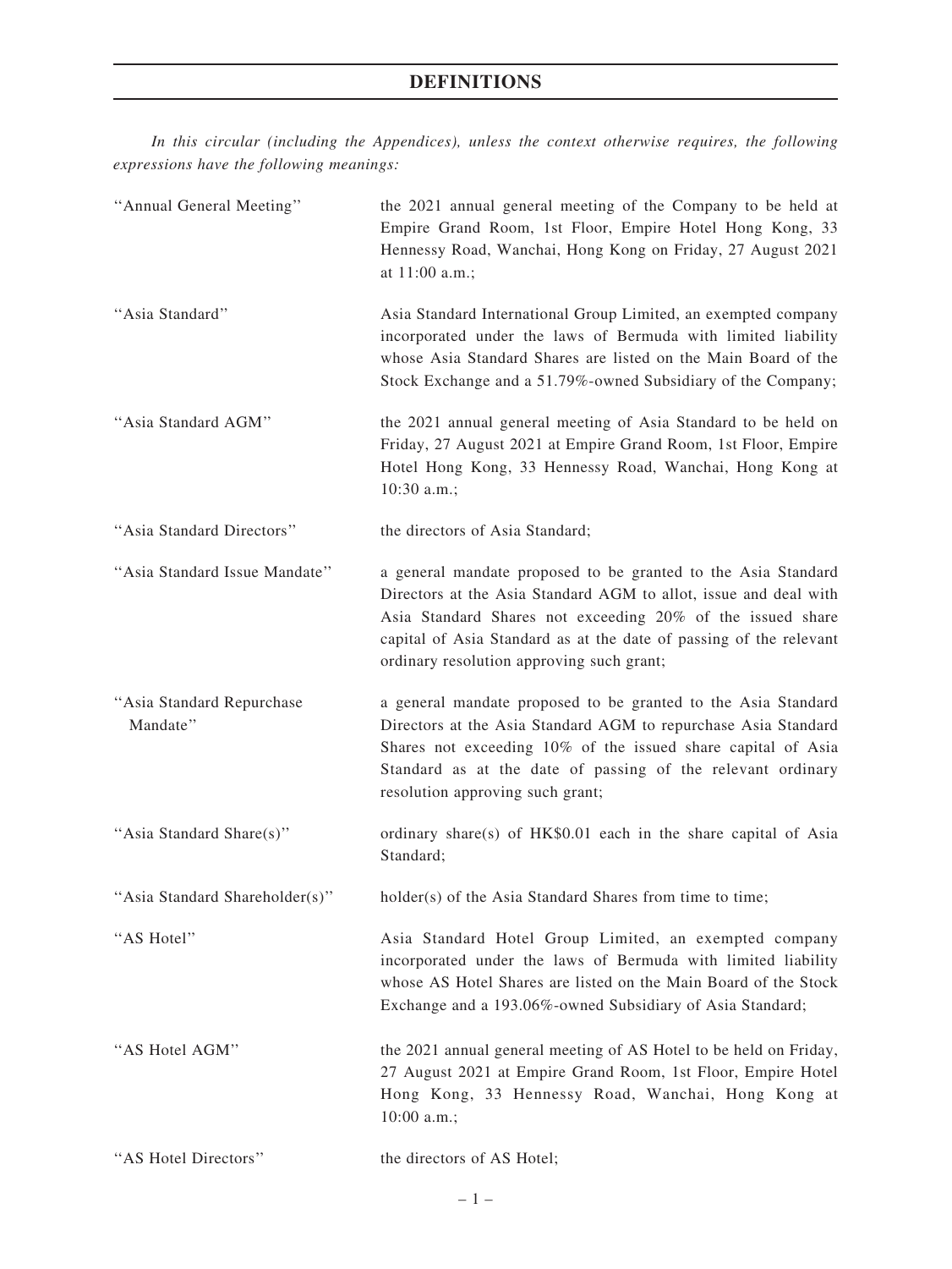# DEFINITIONS

*In this circular (including the Appendices), unless the context otherwise requires, the following expressions have the following meanings:*

| | |
|---|---|
| "Annual General Meeting" | the 2021 annual general meeting of the Company to be held at Empire Grand Room, 1st Floor, Empire Hotel Hong Kong, 33 Hennessy Road, Wanchai, Hong Kong on Friday, 27 August 2021 at 11:00 a.m.; |
| "Asia Standard" | Asia Standard International Group Limited, an exempted company incorporated under the laws of Bermuda with limited liability whose Asia Standard Shares are listed on the Main Board of the Stock Exchange and a 51.79%-owned Subsidiary of the Company; |
| "Asia Standard AGM" | the 2021 annual general meeting of Asia Standard to be held on Friday, 27 August 2021 at Empire Grand Room, 1st Floor, Empire Hotel Hong Kong, 33 Hennessy Road, Wanchai, Hong Kong at 10:30 a.m.; |
| "Asia Standard Directors" | the directors of Asia Standard; |
| "Asia Standard Issue Mandate" | a general mandate proposed to be granted to the Asia Standard Directors at the Asia Standard AGM to allot, issue and deal with Asia Standard Shares not exceeding 20% of the issued share capital of Asia Standard as at the date of passing of the relevant ordinary resolution approving such grant; |
| "Asia Standard Repurchase Mandate" | a general mandate proposed to be granted to the Asia Standard Directors at the Asia Standard AGM to repurchase Asia Standard Shares not exceeding 10% of the issued share capital of Asia Standard as at the date of passing of the relevant ordinary resolution approving such grant; |
| "Asia Standard Share(s)" | ordinary share(s) of HK$0.01 each in the share capital of Asia Standard; |
| "Asia Standard Shareholder(s)" | holder(s) of the Asia Standard Shares from time to time; |
| "AS Hotel" | Asia Standard Hotel Group Limited, an exempted company incorporated under the laws of Bermuda with limited liability whose AS Hotel Shares are listed on the Main Board of the Stock Exchange and a 193.06%-owned Subsidiary of Asia Standard; |
| "AS Hotel AGM" | the 2021 annual general meeting of AS Hotel to be held on Friday, 27 August 2021 at Empire Grand Room, 1st Floor, Empire Hotel Hong Kong, 33 Hennessy Road, Wanchai, Hong Kong at 10:00 a.m.; |
| "AS Hotel Directors" | the directors of AS Hotel; |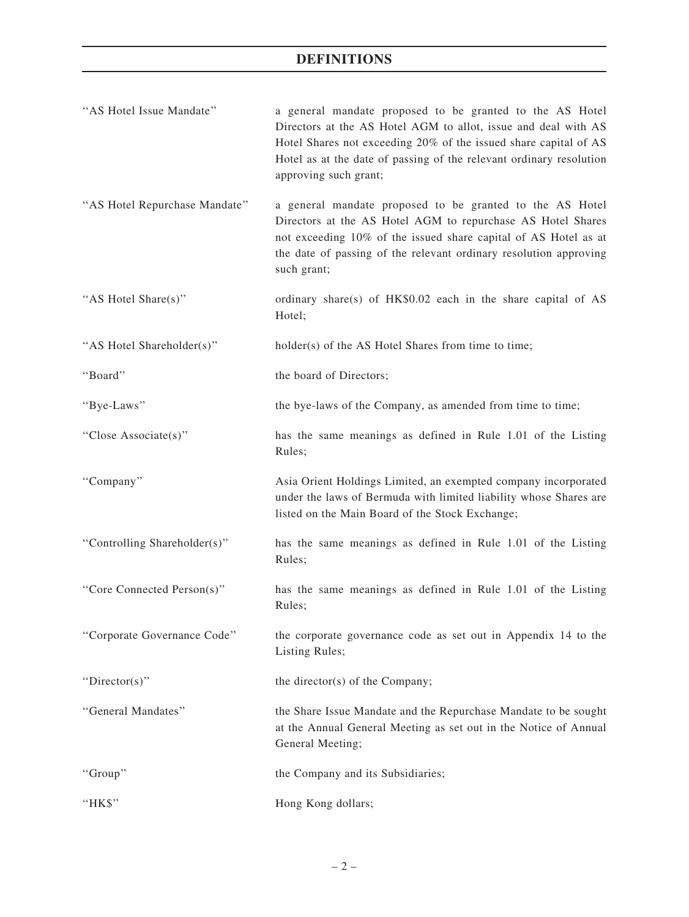## DEFINITIONS

| | |
|---|---|
| "AS Hotel Issue Mandate" | a general mandate proposed to be granted to the AS Hotel Directors at the AS Hotel AGM to allot, issue and deal with AS Hotel Shares not exceeding 20% of the issued share capital of AS Hotel as at the date of passing of the relevant ordinary resolution approving such grant; |
| "AS Hotel Repurchase Mandate" | a general mandate proposed to be granted to the AS Hotel Directors at the AS Hotel AGM to repurchase AS Hotel Shares not exceeding 10% of the issued share capital of AS Hotel as at the date of passing of the relevant ordinary resolution approving such grant; |
| "AS Hotel Share(s)" | ordinary share(s) of HK$0.02 each in the share capital of AS Hotel; |
| "AS Hotel Shareholder(s)" | holder(s) of the AS Hotel Shares from time to time; |
| "Board" | the board of Directors; |
| "Bye-Laws" | the bye-laws of the Company, as amended from time to time; |
| "Close Associate(s)" | has the same meanings as defined in Rule 1.01 of the Listing Rules; |
| "Company" | Asia Orient Holdings Limited, an exempted company incorporated under the laws of Bermuda with limited liability whose Shares are listed on the Main Board of the Stock Exchange; |
| "Controlling Shareholder(s)" | has the same meanings as defined in Rule 1.01 of the Listing Rules; |
| "Core Connected Person(s)" | has the same meanings as defined in Rule 1.01 of the Listing Rules; |
| "Corporate Governance Code" | the corporate governance code as set out in Appendix 14 to the Listing Rules; |
| "Director(s)" | the director(s) of the Company; |
| "General Mandates" | the Share Issue Mandate and the Repurchase Mandate to be sought at the Annual General Meeting as set out in the Notice of Annual General Meeting; |
| "Group" | the Company and its Subsidiaries; |
| "HK$" | Hong Kong dollars; |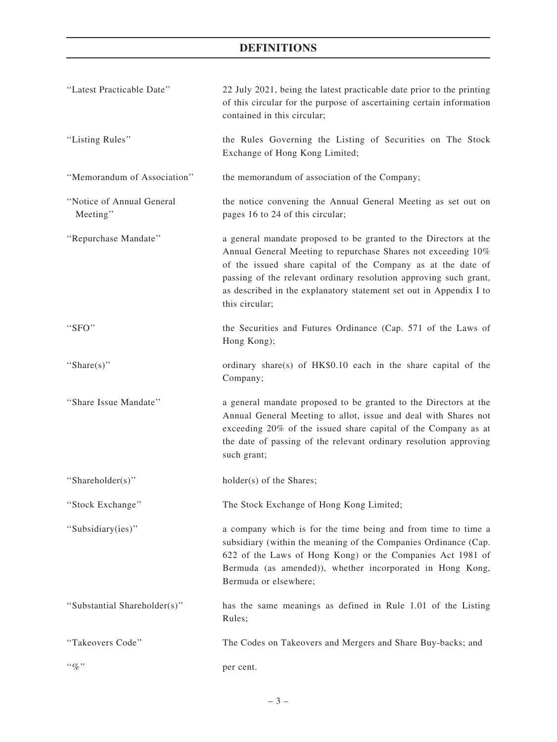# DEFINITIONS

| | |
|---|---|
| "Latest Practicable Date" | 22 July 2021, being the latest practicable date prior to the printing of this circular for the purpose of ascertaining certain information contained in this circular; |
| "Listing Rules" | the Rules Governing the Listing of Securities on The Stock Exchange of Hong Kong Limited; |
| "Memorandum of Association" | the memorandum of association of the Company; |
| "Notice of Annual General Meeting" | the notice convening the Annual General Meeting as set out on pages 16 to 24 of this circular; |
| "Repurchase Mandate" | a general mandate proposed to be granted to the Directors at the Annual General Meeting to repurchase Shares not exceeding 10% of the issued share capital of the Company as at the date of passing of the relevant ordinary resolution approving such grant, as described in the explanatory statement set out in Appendix I to this circular; |
| "SFO" | the Securities and Futures Ordinance (Cap. 571 of the Laws of Hong Kong); |
| "Share(s)" | ordinary share(s) of HK$0.10 each in the share capital of the Company; |
| "Share Issue Mandate" | a general mandate proposed to be granted to the Directors at the Annual General Meeting to allot, issue and deal with Shares not exceeding 20% of the issued share capital of the Company as at the date of passing of the relevant ordinary resolution approving such grant; |
| "Shareholder(s)" | holder(s) of the Shares; |
| "Stock Exchange" | The Stock Exchange of Hong Kong Limited; |
| "Subsidiary(ies)" | a company which is for the time being and from time to time a subsidiary (within the meaning of the Companies Ordinance (Cap. 622 of the Laws of Hong Kong) or the Companies Act 1981 of Bermuda (as amended)), whether incorporated in Hong Kong, Bermuda or elsewhere; |
| "Substantial Shareholder(s)" | has the same meanings as defined in Rule 1.01 of the Listing Rules; |
| "Takeovers Code" | The Codes on Takeovers and Mergers and Share Buy-backs; and |
| "%" | per cent. |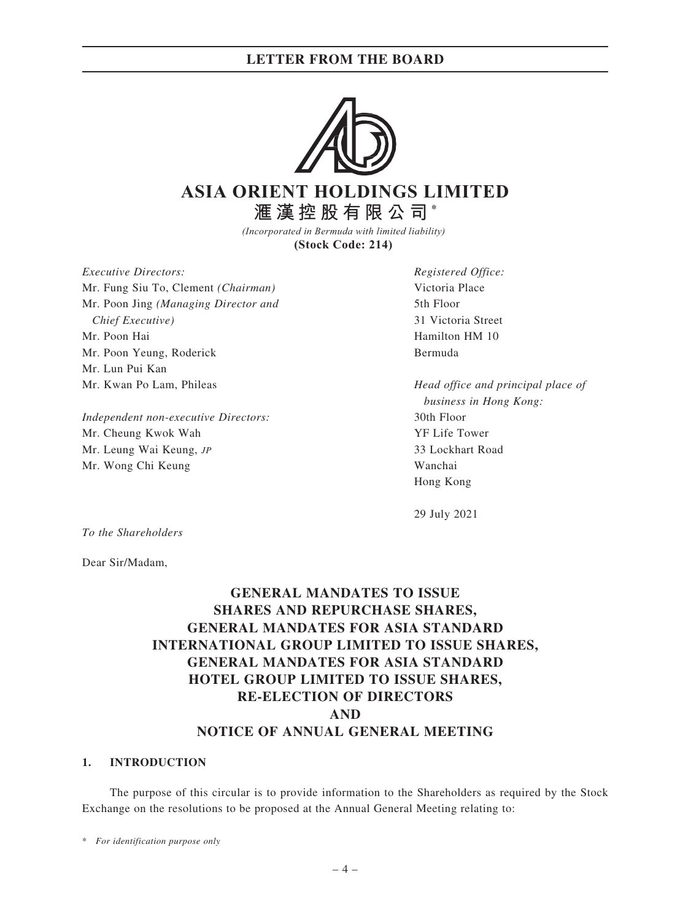# ASIA ORIENT HOLDINGS LIMITED

**滙漢控股有限公司***

*(Incorporated in Bermuda with limited liability)*

**(Stock Code: 214)**

*Executive Directors:*
Mr. Fung Siu To, Clement *(Chairman)*
Mr. Poon Jing *(Managing Director and Chief Executive)*
Mr. Poon Hai
Mr. Poon Yeung, Roderick
Mr. Lun Pui Kan
Mr. Kwan Po Lam, Phileas

*Independent non-executive Directors:*
Mr. Cheung Kwok Wah
Mr. Leung Wai Keung, *JP*
Mr. Wong Chi Keung

*Registered Office:*
Victoria Place
5th Floor
31 Victoria Street
Hamilton HM 10
Bermuda

*Head office and principal place of business in Hong Kong:*
30th Floor
YF Life Tower
33 Lockhart Road
Wanchai
Hong Kong

29 July 2021

*To the Shareholders*

Dear Sir/Madam,

## GENERAL MANDATES TO ISSUE SHARES AND REPURCHASE SHARES, GENERAL MANDATES FOR ASIA STANDARD INTERNATIONAL GROUP LIMITED TO ISSUE SHARES, GENERAL MANDATES FOR ASIA STANDARD HOTEL GROUP LIMITED TO ISSUE SHARES, RE-ELECTION OF DIRECTORS AND NOTICE OF ANNUAL GENERAL MEETING

### 1. INTRODUCTION

The purpose of this circular is to provide information to the Shareholders as required by the Stock Exchange on the resolutions to be proposed at the Annual General Meeting relating to:

\* *For identification purpose only*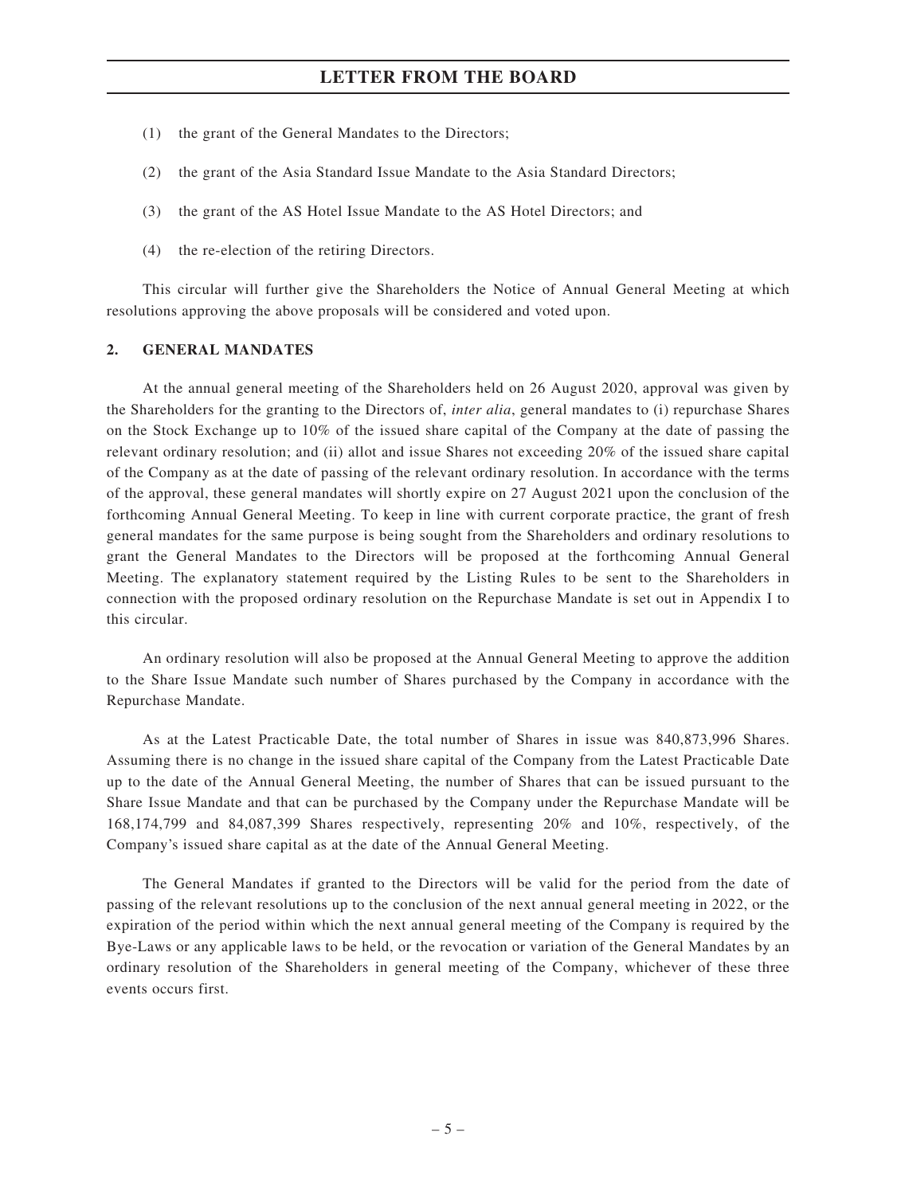(1) the grant of the General Mandates to the Directors;

(2) the grant of the Asia Standard Issue Mandate to the Asia Standard Directors;

(3) the grant of the AS Hotel Issue Mandate to the AS Hotel Directors; and

(4) the re-election of the retiring Directors.

This circular will further give the Shareholders the Notice of Annual General Meeting at which resolutions approving the above proposals will be considered and voted upon.

## 2. GENERAL MANDATES

At the annual general meeting of the Shareholders held on 26 August 2020, approval was given by the Shareholders for the granting to the Directors of, *inter alia*, general mandates to (i) repurchase Shares on the Stock Exchange up to 10% of the issued share capital of the Company at the date of passing the relevant ordinary resolution; and (ii) allot and issue Shares not exceeding 20% of the issued share capital of the Company as at the date of passing of the relevant ordinary resolution. In accordance with the terms of the approval, these general mandates will shortly expire on 27 August 2021 upon the conclusion of the forthcoming Annual General Meeting. To keep in line with current corporate practice, the grant of fresh general mandates for the same purpose is being sought from the Shareholders and ordinary resolutions to grant the General Mandates to the Directors will be proposed at the forthcoming Annual General Meeting. The explanatory statement required by the Listing Rules to be sent to the Shareholders in connection with the proposed ordinary resolution on the Repurchase Mandate is set out in Appendix I to this circular.

An ordinary resolution will also be proposed at the Annual General Meeting to approve the addition to the Share Issue Mandate such number of Shares purchased by the Company in accordance with the Repurchase Mandate.

As at the Latest Practicable Date, the total number of Shares in issue was 840,873,996 Shares. Assuming there is no change in the issued share capital of the Company from the Latest Practicable Date up to the date of the Annual General Meeting, the number of Shares that can be issued pursuant to the Share Issue Mandate and that can be purchased by the Company under the Repurchase Mandate will be 168,174,799 and 84,087,399 Shares respectively, representing 20% and 10%, respectively, of the Company's issued share capital as at the date of the Annual General Meeting.

The General Mandates if granted to the Directors will be valid for the period from the date of passing of the relevant resolutions up to the conclusion of the next annual general meeting in 2022, or the expiration of the period within which the next annual general meeting of the Company is required by the Bye-Laws or any applicable laws to be held, or the revocation or variation of the General Mandates by an ordinary resolution of the Shareholders in general meeting of the Company, whichever of these three events occurs first.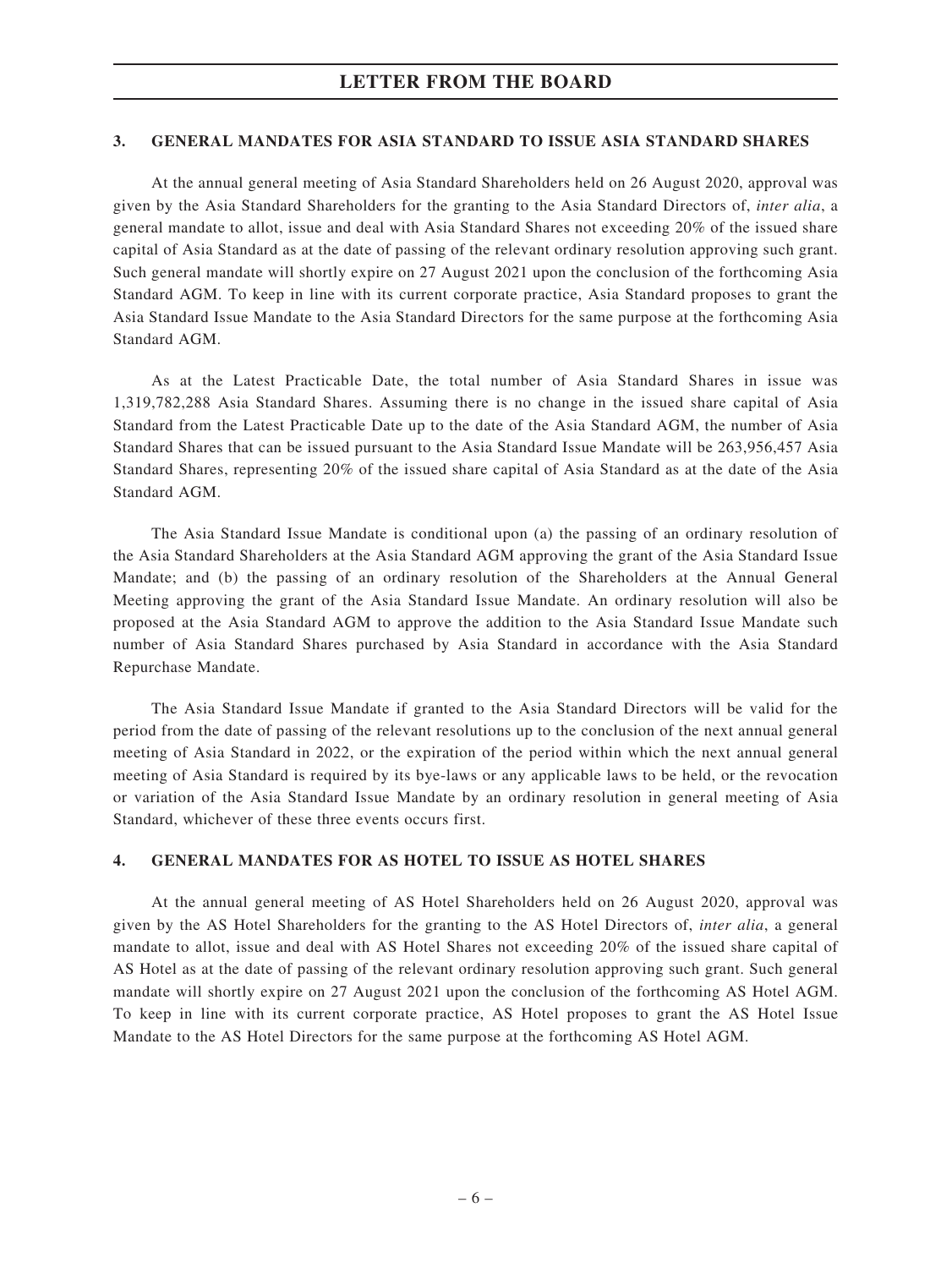### 3. GENERAL MANDATES FOR ASIA STANDARD TO ISSUE ASIA STANDARD SHARES

At the annual general meeting of Asia Standard Shareholders held on 26 August 2020, approval was given by the Asia Standard Shareholders for the granting to the Asia Standard Directors of, *inter alia*, a general mandate to allot, issue and deal with Asia Standard Shares not exceeding 20% of the issued share capital of Asia Standard as at the date of passing of the relevant ordinary resolution approving such grant. Such general mandate will shortly expire on 27 August 2021 upon the conclusion of the forthcoming Asia Standard AGM. To keep in line with its current corporate practice, Asia Standard proposes to grant the Asia Standard Issue Mandate to the Asia Standard Directors for the same purpose at the forthcoming Asia Standard AGM.

As at the Latest Practicable Date, the total number of Asia Standard Shares in issue was 1,319,782,288 Asia Standard Shares. Assuming there is no change in the issued share capital of Asia Standard from the Latest Practicable Date up to the date of the Asia Standard AGM, the number of Asia Standard Shares that can be issued pursuant to the Asia Standard Issue Mandate will be 263,956,457 Asia Standard Shares, representing 20% of the issued share capital of Asia Standard as at the date of the Asia Standard AGM.

The Asia Standard Issue Mandate is conditional upon (a) the passing of an ordinary resolution of the Asia Standard Shareholders at the Asia Standard AGM approving the grant of the Asia Standard Issue Mandate; and (b) the passing of an ordinary resolution of the Shareholders at the Annual General Meeting approving the grant of the Asia Standard Issue Mandate. An ordinary resolution will also be proposed at the Asia Standard AGM to approve the addition to the Asia Standard Issue Mandate such number of Asia Standard Shares purchased by Asia Standard in accordance with the Asia Standard Repurchase Mandate.

The Asia Standard Issue Mandate if granted to the Asia Standard Directors will be valid for the period from the date of passing of the relevant resolutions up to the conclusion of the next annual general meeting of Asia Standard in 2022, or the expiration of the period within which the next annual general meeting of Asia Standard is required by its bye-laws or any applicable laws to be held, or the revocation or variation of the Asia Standard Issue Mandate by an ordinary resolution in general meeting of Asia Standard, whichever of these three events occurs first.

### 4. GENERAL MANDATES FOR AS HOTEL TO ISSUE AS HOTEL SHARES

At the annual general meeting of AS Hotel Shareholders held on 26 August 2020, approval was given by the AS Hotel Shareholders for the granting to the AS Hotel Directors of, *inter alia*, a general mandate to allot, issue and deal with AS Hotel Shares not exceeding 20% of the issued share capital of AS Hotel as at the date of passing of the relevant ordinary resolution approving such grant. Such general mandate will shortly expire on 27 August 2021 upon the conclusion of the forthcoming AS Hotel AGM. To keep in line with its current corporate practice, AS Hotel proposes to grant the AS Hotel Issue Mandate to the AS Hotel Directors for the same purpose at the forthcoming AS Hotel AGM.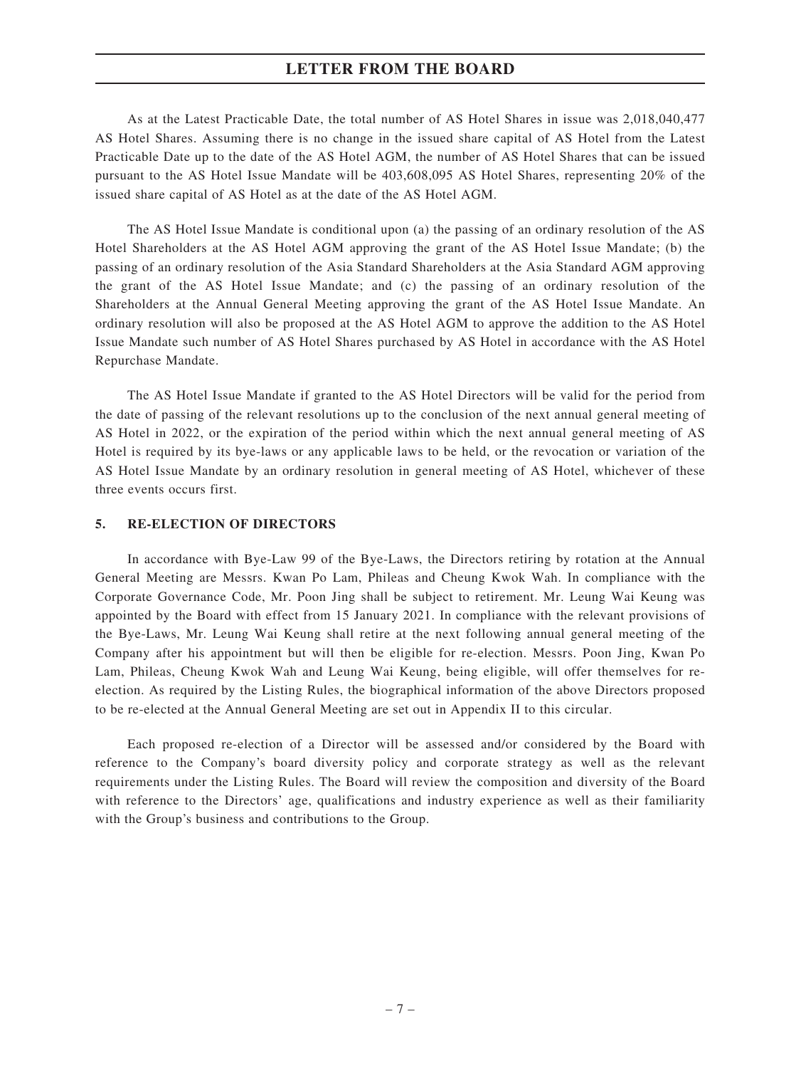As at the Latest Practicable Date, the total number of AS Hotel Shares in issue was 2,018,040,477 AS Hotel Shares. Assuming there is no change in the issued share capital of AS Hotel from the Latest Practicable Date up to the date of the AS Hotel AGM, the number of AS Hotel Shares that can be issued pursuant to the AS Hotel Issue Mandate will be 403,608,095 AS Hotel Shares, representing 20% of the issued share capital of AS Hotel as at the date of the AS Hotel AGM.

The AS Hotel Issue Mandate is conditional upon (a) the passing of an ordinary resolution of the AS Hotel Shareholders at the AS Hotel AGM approving the grant of the AS Hotel Issue Mandate; (b) the passing of an ordinary resolution of the Asia Standard Shareholders at the Asia Standard AGM approving the grant of the AS Hotel Issue Mandate; and (c) the passing of an ordinary resolution of the Shareholders at the Annual General Meeting approving the grant of the AS Hotel Issue Mandate. An ordinary resolution will also be proposed at the AS Hotel AGM to approve the addition to the AS Hotel Issue Mandate such number of AS Hotel Shares purchased by AS Hotel in accordance with the AS Hotel Repurchase Mandate.

The AS Hotel Issue Mandate if granted to the AS Hotel Directors will be valid for the period from the date of passing of the relevant resolutions up to the conclusion of the next annual general meeting of AS Hotel in 2022, or the expiration of the period within which the next annual general meeting of AS Hotel is required by its bye-laws or any applicable laws to be held, or the revocation or variation of the AS Hotel Issue Mandate by an ordinary resolution in general meeting of AS Hotel, whichever of these three events occurs first.

## 5. RE-ELECTION OF DIRECTORS

In accordance with Bye-Law 99 of the Bye-Laws, the Directors retiring by rotation at the Annual General Meeting are Messrs. Kwan Po Lam, Phileas and Cheung Kwok Wah. In compliance with the Corporate Governance Code, Mr. Poon Jing shall be subject to retirement. Mr. Leung Wai Keung was appointed by the Board with effect from 15 January 2021. In compliance with the relevant provisions of the Bye-Laws, Mr. Leung Wai Keung shall retire at the next following annual general meeting of the Company after his appointment but will then be eligible for re-election. Messrs. Poon Jing, Kwan Po Lam, Phileas, Cheung Kwok Wah and Leung Wai Keung, being eligible, will offer themselves for re-election. As required by the Listing Rules, the biographical information of the above Directors proposed to be re-elected at the Annual General Meeting are set out in Appendix II to this circular.

Each proposed re-election of a Director will be assessed and/or considered by the Board with reference to the Company's board diversity policy and corporate strategy as well as the relevant requirements under the Listing Rules. The Board will review the composition and diversity of the Board with reference to the Directors' age, qualifications and industry experience as well as their familiarity with the Group's business and contributions to the Group.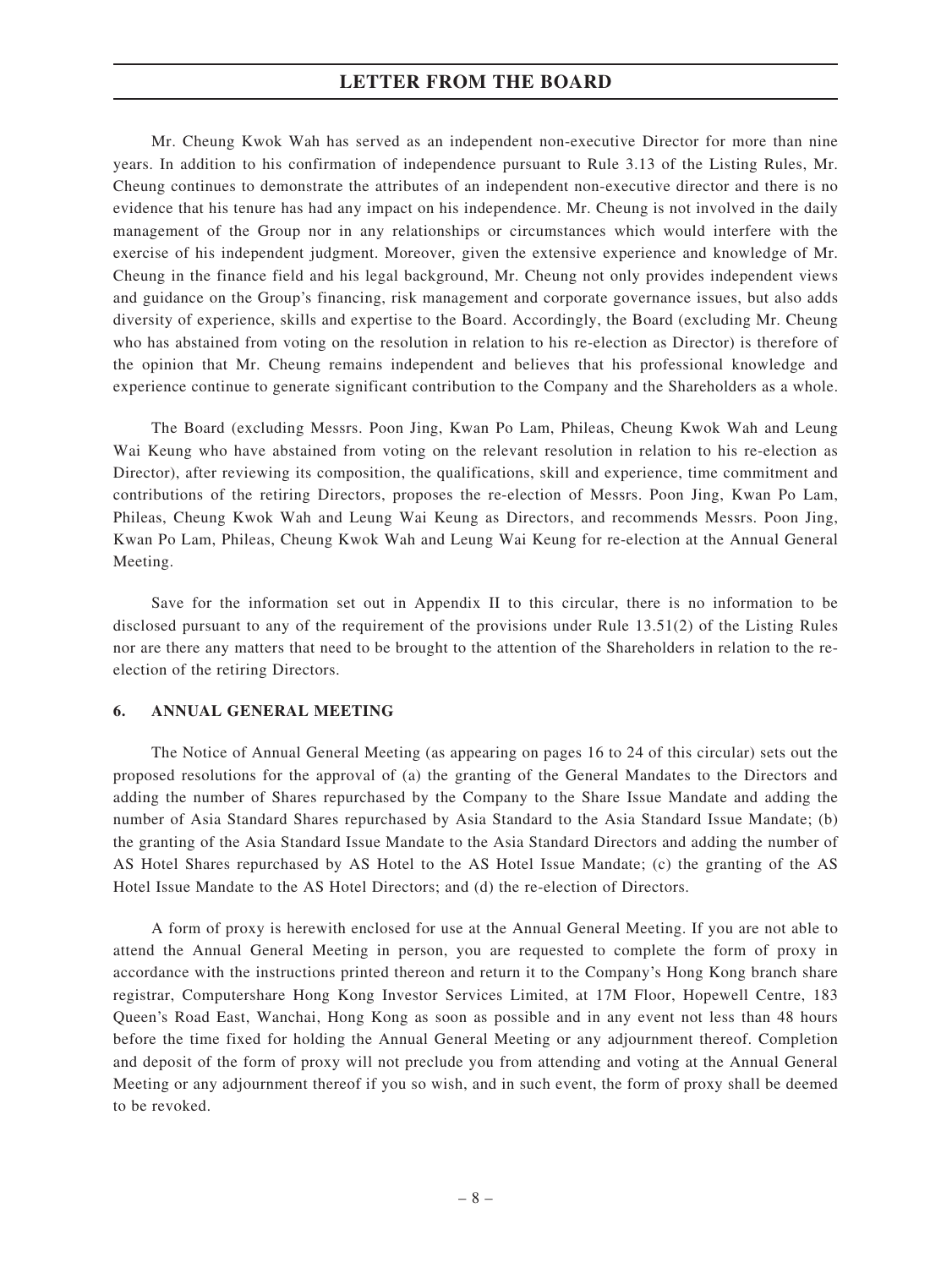Mr. Cheung Kwok Wah has served as an independent non-executive Director for more than nine years. In addition to his confirmation of independence pursuant to Rule 3.13 of the Listing Rules, Mr. Cheung continues to demonstrate the attributes of an independent non-executive director and there is no evidence that his tenure has had any impact on his independence. Mr. Cheung is not involved in the daily management of the Group nor in any relationships or circumstances which would interfere with the exercise of his independent judgment. Moreover, given the extensive experience and knowledge of Mr. Cheung in the finance field and his legal background, Mr. Cheung not only provides independent views and guidance on the Group's financing, risk management and corporate governance issues, but also adds diversity of experience, skills and expertise to the Board. Accordingly, the Board (excluding Mr. Cheung who has abstained from voting on the resolution in relation to his re-election as Director) is therefore of the opinion that Mr. Cheung remains independent and believes that his professional knowledge and experience continue to generate significant contribution to the Company and the Shareholders as a whole.

The Board (excluding Messrs. Poon Jing, Kwan Po Lam, Phileas, Cheung Kwok Wah and Leung Wai Keung who have abstained from voting on the relevant resolution in relation to his re-election as Director), after reviewing its composition, the qualifications, skill and experience, time commitment and contributions of the retiring Directors, proposes the re-election of Messrs. Poon Jing, Kwan Po Lam, Phileas, Cheung Kwok Wah and Leung Wai Keung as Directors, and recommends Messrs. Poon Jing, Kwan Po Lam, Phileas, Cheung Kwok Wah and Leung Wai Keung for re-election at the Annual General Meeting.

Save for the information set out in Appendix II to this circular, there is no information to be disclosed pursuant to any of the requirement of the provisions under Rule 13.51(2) of the Listing Rules nor are there any matters that need to be brought to the attention of the Shareholders in relation to the re-election of the retiring Directors.

## 6. ANNUAL GENERAL MEETING

The Notice of Annual General Meeting (as appearing on pages 16 to 24 of this circular) sets out the proposed resolutions for the approval of (a) the granting of the General Mandates to the Directors and adding the number of Shares repurchased by the Company to the Share Issue Mandate and adding the number of Asia Standard Shares repurchased by Asia Standard to the Asia Standard Issue Mandate; (b) the granting of the Asia Standard Issue Mandate to the Asia Standard Directors and adding the number of AS Hotel Shares repurchased by AS Hotel to the AS Hotel Issue Mandate; (c) the granting of the AS Hotel Issue Mandate to the AS Hotel Directors; and (d) the re-election of Directors.

A form of proxy is herewith enclosed for use at the Annual General Meeting. If you are not able to attend the Annual General Meeting in person, you are requested to complete the form of proxy in accordance with the instructions printed thereon and return it to the Company's Hong Kong branch share registrar, Computershare Hong Kong Investor Services Limited, at 17M Floor, Hopewell Centre, 183 Queen's Road East, Wanchai, Hong Kong as soon as possible and in any event not less than 48 hours before the time fixed for holding the Annual General Meeting or any adjournment thereof. Completion and deposit of the form of proxy will not preclude you from attending and voting at the Annual General Meeting or any adjournment thereof if you so wish, and in such event, the form of proxy shall be deemed to be revoked.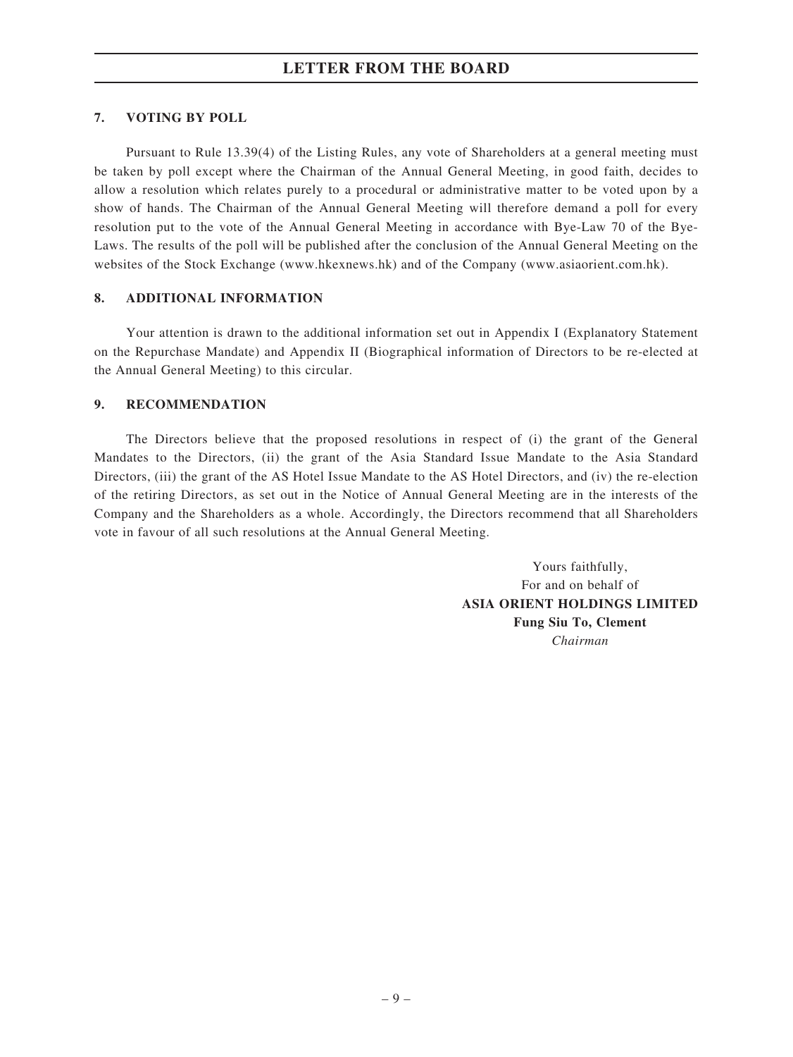## 7. VOTING BY POLL

Pursuant to Rule 13.39(4) of the Listing Rules, any vote of Shareholders at a general meeting must be taken by poll except where the Chairman of the Annual General Meeting, in good faith, decides to allow a resolution which relates purely to a procedural or administrative matter to be voted upon by a show of hands. The Chairman of the Annual General Meeting will therefore demand a poll for every resolution put to the vote of the Annual General Meeting in accordance with Bye-Law 70 of the Bye-Laws. The results of the poll will be published after the conclusion of the Annual General Meeting on the websites of the Stock Exchange (www.hkexnews.hk) and of the Company (www.asiaorient.com.hk).

## 8. ADDITIONAL INFORMATION

Your attention is drawn to the additional information set out in Appendix I (Explanatory Statement on the Repurchase Mandate) and Appendix II (Biographical information of Directors to be re-elected at the Annual General Meeting) to this circular.

## 9. RECOMMENDATION

The Directors believe that the proposed resolutions in respect of (i) the grant of the General Mandates to the Directors, (ii) the grant of the Asia Standard Issue Mandate to the Asia Standard Directors, (iii) the grant of the AS Hotel Issue Mandate to the AS Hotel Directors, and (iv) the re-election of the retiring Directors, as set out in the Notice of Annual General Meeting are in the interests of the Company and the Shareholders as a whole. Accordingly, the Directors recommend that all Shareholders vote in favour of all such resolutions at the Annual General Meeting.

Yours faithfully,
For and on behalf of
**ASIA ORIENT HOLDINGS LIMITED**
**Fung Siu To, Clement**
*Chairman*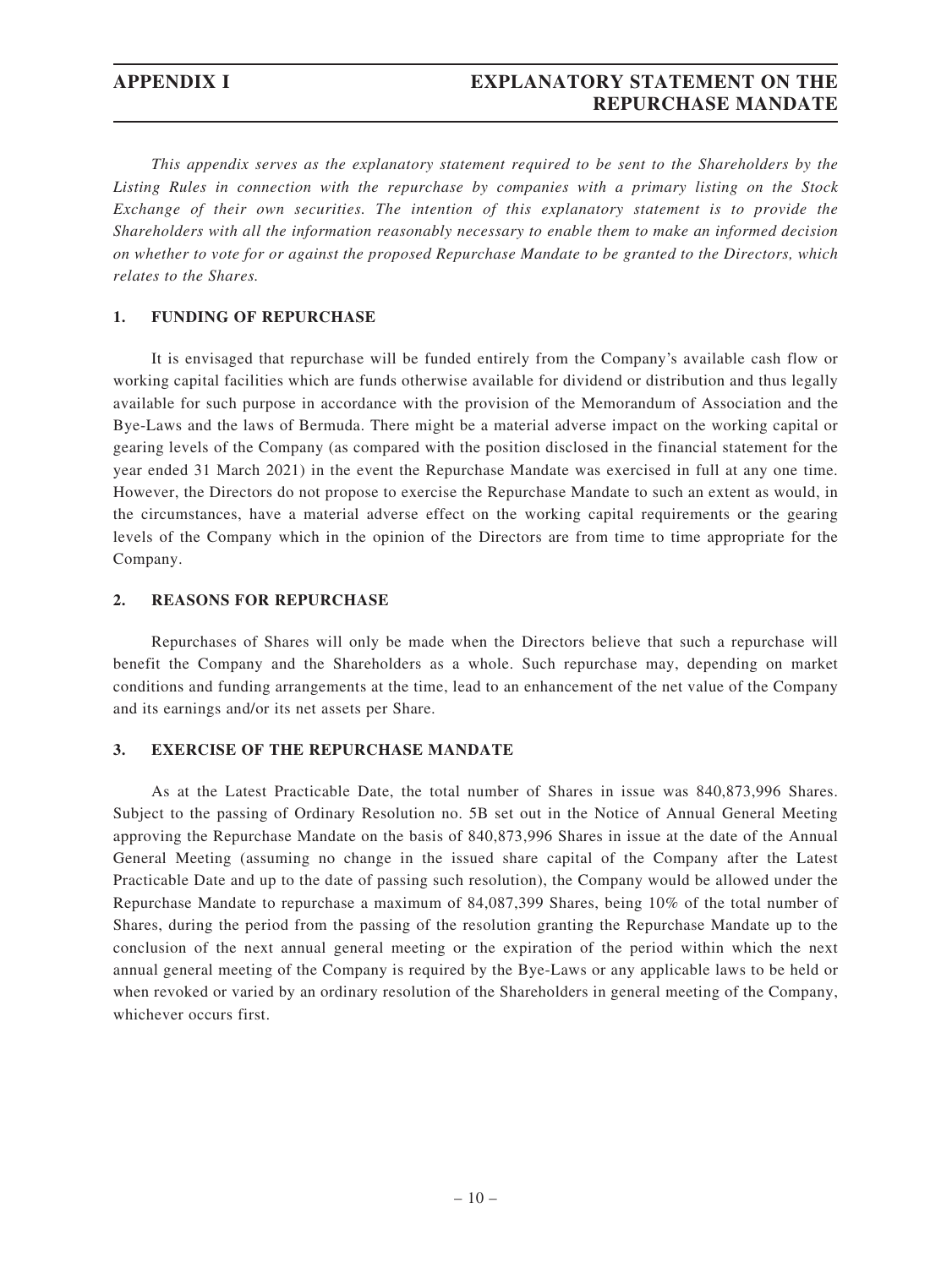# APPENDIX I — EXPLANATORY STATEMENT ON THE REPURCHASE MANDATE

*This appendix serves as the explanatory statement required to be sent to the Shareholders by the Listing Rules in connection with the repurchase by companies with a primary listing on the Stock Exchange of their own securities. The intention of this explanatory statement is to provide the Shareholders with all the information reasonably necessary to enable them to make an informed decision on whether to vote for or against the proposed Repurchase Mandate to be granted to the Directors, which relates to the Shares.*

## 1. FUNDING OF REPURCHASE

It is envisaged that repurchase will be funded entirely from the Company's available cash flow or working capital facilities which are funds otherwise available for dividend or distribution and thus legally available for such purpose in accordance with the provision of the Memorandum of Association and the Bye-Laws and the laws of Bermuda. There might be a material adverse impact on the working capital or gearing levels of the Company (as compared with the position disclosed in the financial statement for the year ended 31 March 2021) in the event the Repurchase Mandate was exercised in full at any one time. However, the Directors do not propose to exercise the Repurchase Mandate to such an extent as would, in the circumstances, have a material adverse effect on the working capital requirements or the gearing levels of the Company which in the opinion of the Directors are from time to time appropriate for the Company.

## 2. REASONS FOR REPURCHASE

Repurchases of Shares will only be made when the Directors believe that such a repurchase will benefit the Company and the Shareholders as a whole. Such repurchase may, depending on market conditions and funding arrangements at the time, lead to an enhancement of the net value of the Company and its earnings and/or its net assets per Share.

## 3. EXERCISE OF THE REPURCHASE MANDATE

As at the Latest Practicable Date, the total number of Shares in issue was 840,873,996 Shares. Subject to the passing of Ordinary Resolution no. 5B set out in the Notice of Annual General Meeting approving the Repurchase Mandate on the basis of 840,873,996 Shares in issue at the date of the Annual General Meeting (assuming no change in the issued share capital of the Company after the Latest Practicable Date and up to the date of passing such resolution), the Company would be allowed under the Repurchase Mandate to repurchase a maximum of 84,087,399 Shares, being 10% of the total number of Shares, during the period from the passing of the resolution granting the Repurchase Mandate up to the conclusion of the next annual general meeting or the expiration of the period within which the next annual general meeting of the Company is required by the Bye-Laws or any applicable laws to be held or when revoked or varied by an ordinary resolution of the Shareholders in general meeting of the Company, whichever occurs first.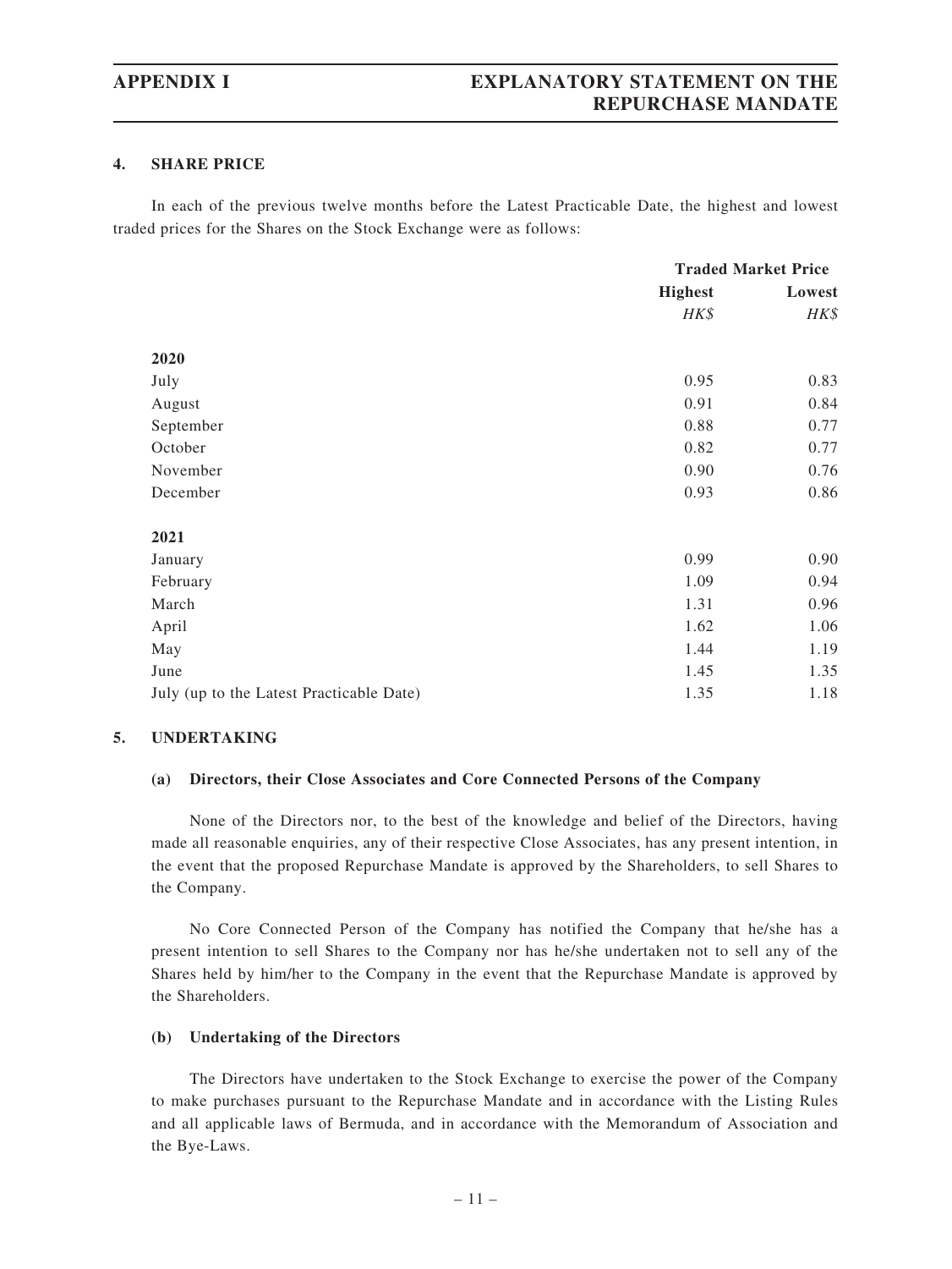### 4. SHARE PRICE

In each of the previous twelve months before the Latest Practicable Date, the highest and lowest traded prices for the Shares on the Stock Exchange were as follows:

| | Traded Market Price | |
|---|---|---|
| | **Highest** | **Lowest** |
| | *HK$* | *HK$* |
| **2020** | | |
| July | 0.95 | 0.83 |
| August | 0.91 | 0.84 |
| September | 0.88 | 0.77 |
| October | 0.82 | 0.77 |
| November | 0.90 | 0.76 |
| December | 0.93 | 0.86 |
| **2021** | | |
| January | 0.99 | 0.90 |
| February | 1.09 | 0.94 |
| March | 1.31 | 0.96 |
| April | 1.62 | 1.06 |
| May | 1.44 | 1.19 |
| June | 1.45 | 1.35 |
| July (up to the Latest Practicable Date) | 1.35 | 1.18 |

### 5. UNDERTAKING

#### (a) Directors, their Close Associates and Core Connected Persons of the Company

None of the Directors nor, to the best of the knowledge and belief of the Directors, having made all reasonable enquiries, any of their respective Close Associates, has any present intention, in the event that the proposed Repurchase Mandate is approved by the Shareholders, to sell Shares to the Company.

No Core Connected Person of the Company has notified the Company that he/she has a present intention to sell Shares to the Company nor has he/she undertaken not to sell any of the Shares held by him/her to the Company in the event that the Repurchase Mandate is approved by the Shareholders.

#### (b) Undertaking of the Directors

The Directors have undertaken to the Stock Exchange to exercise the power of the Company to make purchases pursuant to the Repurchase Mandate and in accordance with the Listing Rules and all applicable laws of Bermuda, and in accordance with the Memorandum of Association and the Bye-Laws.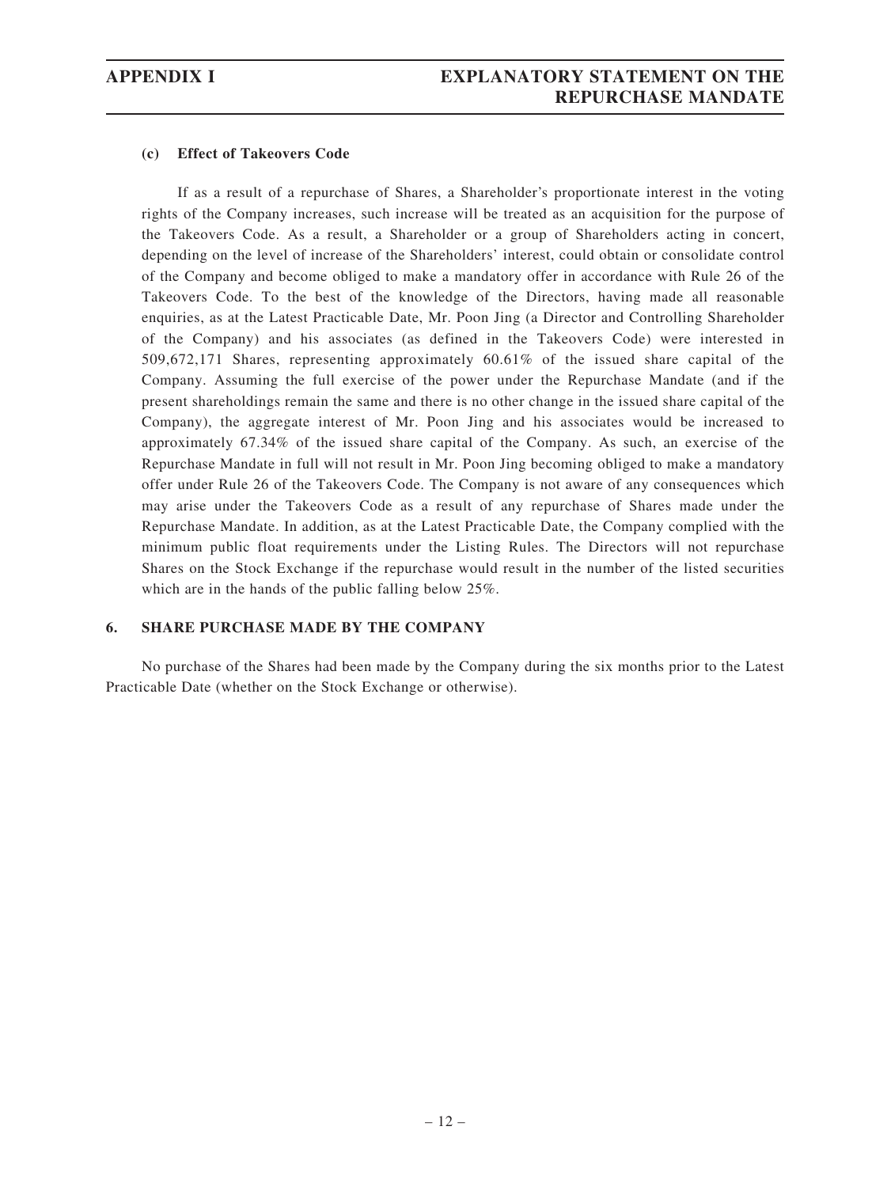**(c) Effect of Takeovers Code**

If as a result of a repurchase of Shares, a Shareholder's proportionate interest in the voting rights of the Company increases, such increase will be treated as an acquisition for the purpose of the Takeovers Code. As a result, a Shareholder or a group of Shareholders acting in concert, depending on the level of increase of the Shareholders' interest, could obtain or consolidate control of the Company and become obliged to make a mandatory offer in accordance with Rule 26 of the Takeovers Code. To the best of the knowledge of the Directors, having made all reasonable enquiries, as at the Latest Practicable Date, Mr. Poon Jing (a Director and Controlling Shareholder of the Company) and his associates (as defined in the Takeovers Code) were interested in 509,672,171 Shares, representing approximately 60.61% of the issued share capital of the Company. Assuming the full exercise of the power under the Repurchase Mandate (and if the present shareholdings remain the same and there is no other change in the issued share capital of the Company), the aggregate interest of Mr. Poon Jing and his associates would be increased to approximately 67.34% of the issued share capital of the Company. As such, an exercise of the Repurchase Mandate in full will not result in Mr. Poon Jing becoming obliged to make a mandatory offer under Rule 26 of the Takeovers Code. The Company is not aware of any consequences which may arise under the Takeovers Code as a result of any repurchase of Shares made under the Repurchase Mandate. In addition, as at the Latest Practicable Date, the Company complied with the minimum public float requirements under the Listing Rules. The Directors will not repurchase Shares on the Stock Exchange if the repurchase would result in the number of the listed securities which are in the hands of the public falling below 25%.

## 6. SHARE PURCHASE MADE BY THE COMPANY

No purchase of the Shares had been made by the Company during the six months prior to the Latest Practicable Date (whether on the Stock Exchange or otherwise).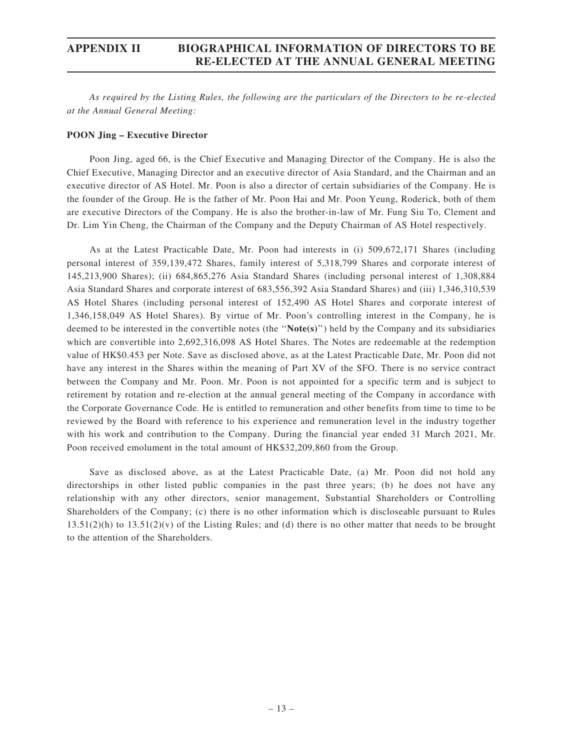# APPENDIX II BIOGRAPHICAL INFORMATION OF DIRECTORS TO BE RE-ELECTED AT THE ANNUAL GENERAL MEETING

*As required by the Listing Rules, the following are the particulars of the Directors to be re-elected at the Annual General Meeting:*

**POON Jing – Executive Director**

Poon Jing, aged 66, is the Chief Executive and Managing Director of the Company. He is also the Chief Executive, Managing Director and an executive director of Asia Standard, and the Chairman and an executive director of AS Hotel. Mr. Poon is also a director of certain subsidiaries of the Company. He is the founder of the Group. He is the father of Mr. Poon Hai and Mr. Poon Yeung, Roderick, both of them are executive Directors of the Company. He is also the brother-in-law of Mr. Fung Siu To, Clement and Dr. Lim Yin Cheng, the Chairman of the Company and the Deputy Chairman of AS Hotel respectively.

As at the Latest Practicable Date, Mr. Poon had interests in (i) 509,672,171 Shares (including personal interest of 359,139,472 Shares, family interest of 5,318,799 Shares and corporate interest of 145,213,900 Shares); (ii) 684,865,276 Asia Standard Shares (including personal interest of 1,308,884 Asia Standard Shares and corporate interest of 683,556,392 Asia Standard Shares) and (iii) 1,346,310,539 AS Hotel Shares (including personal interest of 152,490 AS Hotel Shares and corporate interest of 1,346,158,049 AS Hotel Shares). By virtue of Mr. Poon's controlling interest in the Company, he is deemed to be interested in the convertible notes (the "**Note(s)**") held by the Company and its subsidiaries which are convertible into 2,692,316,098 AS Hotel Shares. The Notes are redeemable at the redemption value of HK$0.453 per Note. Save as disclosed above, as at the Latest Practicable Date, Mr. Poon did not have any interest in the Shares within the meaning of Part XV of the SFO. There is no service contract between the Company and Mr. Poon. Mr. Poon is not appointed for a specific term and is subject to retirement by rotation and re-election at the annual general meeting of the Company in accordance with the Corporate Governance Code. He is entitled to remuneration and other benefits from time to time to be reviewed by the Board with reference to his experience and remuneration level in the industry together with his work and contribution to the Company. During the financial year ended 31 March 2021, Mr. Poon received emolument in the total amount of HK$32,209,860 from the Group.

Save as disclosed above, as at the Latest Practicable Date, (a) Mr. Poon did not hold any directorships in other listed public companies in the past three years; (b) he does not have any relationship with any other directors, senior management, Substantial Shareholders or Controlling Shareholders of the Company; (c) there is no other information which is discloseable pursuant to Rules 13.51(2)(h) to 13.51(2)(v) of the Listing Rules; and (d) there is no other matter that needs to be brought to the attention of the Shareholders.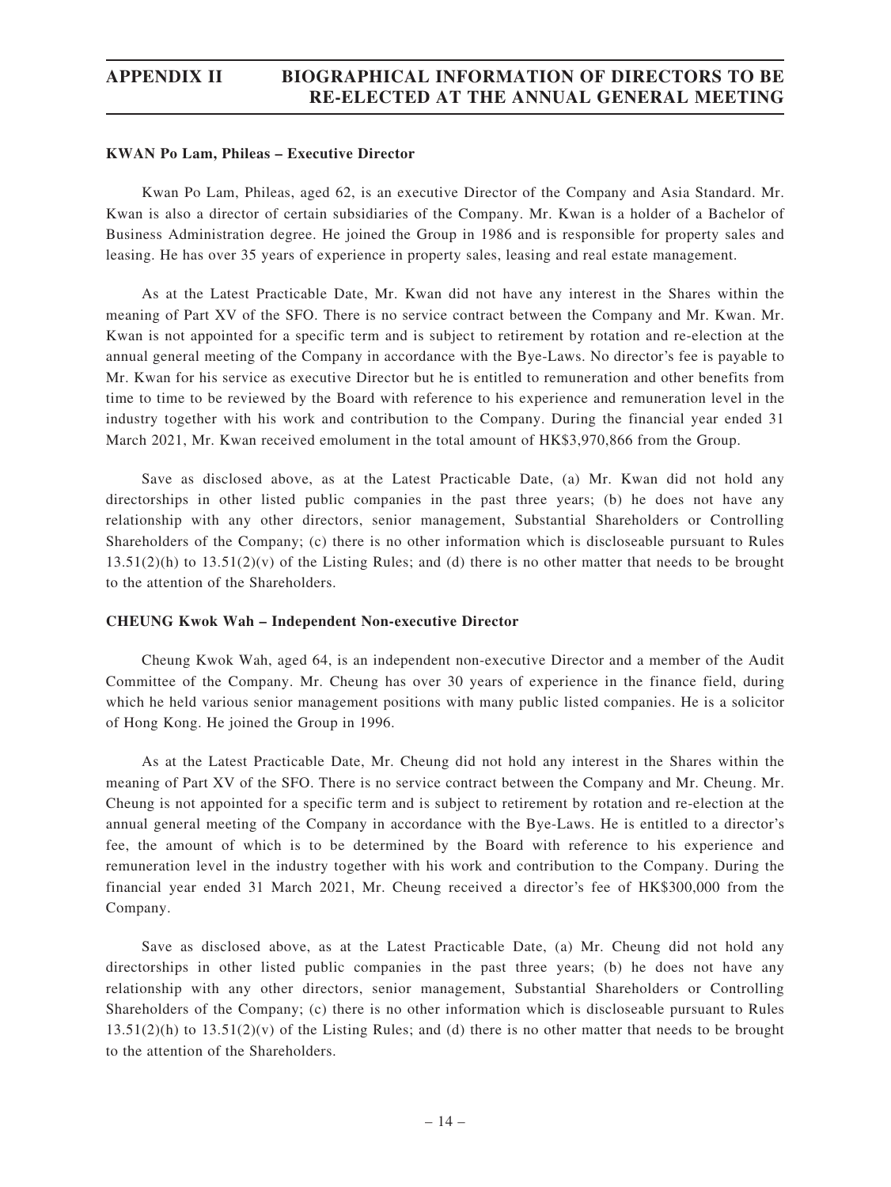# APPENDIX II BIOGRAPHICAL INFORMATION OF DIRECTORS TO BE RE-ELECTED AT THE ANNUAL GENERAL MEETING

**KWAN Po Lam, Phileas – Executive Director**

Kwan Po Lam, Phileas, aged 62, is an executive Director of the Company and Asia Standard. Mr. Kwan is also a director of certain subsidiaries of the Company. Mr. Kwan is a holder of a Bachelor of Business Administration degree. He joined the Group in 1986 and is responsible for property sales and leasing. He has over 35 years of experience in property sales, leasing and real estate management.

As at the Latest Practicable Date, Mr. Kwan did not have any interest in the Shares within the meaning of Part XV of the SFO. There is no service contract between the Company and Mr. Kwan. Mr. Kwan is not appointed for a specific term and is subject to retirement by rotation and re-election at the annual general meeting of the Company in accordance with the Bye-Laws. No director's fee is payable to Mr. Kwan for his service as executive Director but he is entitled to remuneration and other benefits from time to time to be reviewed by the Board with reference to his experience and remuneration level in the industry together with his work and contribution to the Company. During the financial year ended 31 March 2021, Mr. Kwan received emolument in the total amount of HK$3,970,866 from the Group.

Save as disclosed above, as at the Latest Practicable Date, (a) Mr. Kwan did not hold any directorships in other listed public companies in the past three years; (b) he does not have any relationship with any other directors, senior management, Substantial Shareholders or Controlling Shareholders of the Company; (c) there is no other information which is discloseable pursuant to Rules 13.51(2)(h) to 13.51(2)(v) of the Listing Rules; and (d) there is no other matter that needs to be brought to the attention of the Shareholders.

**CHEUNG Kwok Wah – Independent Non-executive Director**

Cheung Kwok Wah, aged 64, is an independent non-executive Director and a member of the Audit Committee of the Company. Mr. Cheung has over 30 years of experience in the finance field, during which he held various senior management positions with many public listed companies. He is a solicitor of Hong Kong. He joined the Group in 1996.

As at the Latest Practicable Date, Mr. Cheung did not hold any interest in the Shares within the meaning of Part XV of the SFO. There is no service contract between the Company and Mr. Cheung. Mr. Cheung is not appointed for a specific term and is subject to retirement by rotation and re-election at the annual general meeting of the Company in accordance with the Bye-Laws. He is entitled to a director's fee, the amount of which is to be determined by the Board with reference to his experience and remuneration level in the industry together with his work and contribution to the Company. During the financial year ended 31 March 2021, Mr. Cheung received a director's fee of HK$300,000 from the Company.

Save as disclosed above, as at the Latest Practicable Date, (a) Mr. Cheung did not hold any directorships in other listed public companies in the past three years; (b) he does not have any relationship with any other directors, senior management, Substantial Shareholders or Controlling Shareholders of the Company; (c) there is no other information which is discloseable pursuant to Rules 13.51(2)(h) to 13.51(2)(v) of the Listing Rules; and (d) there is no other matter that needs to be brought to the attention of the Shareholders.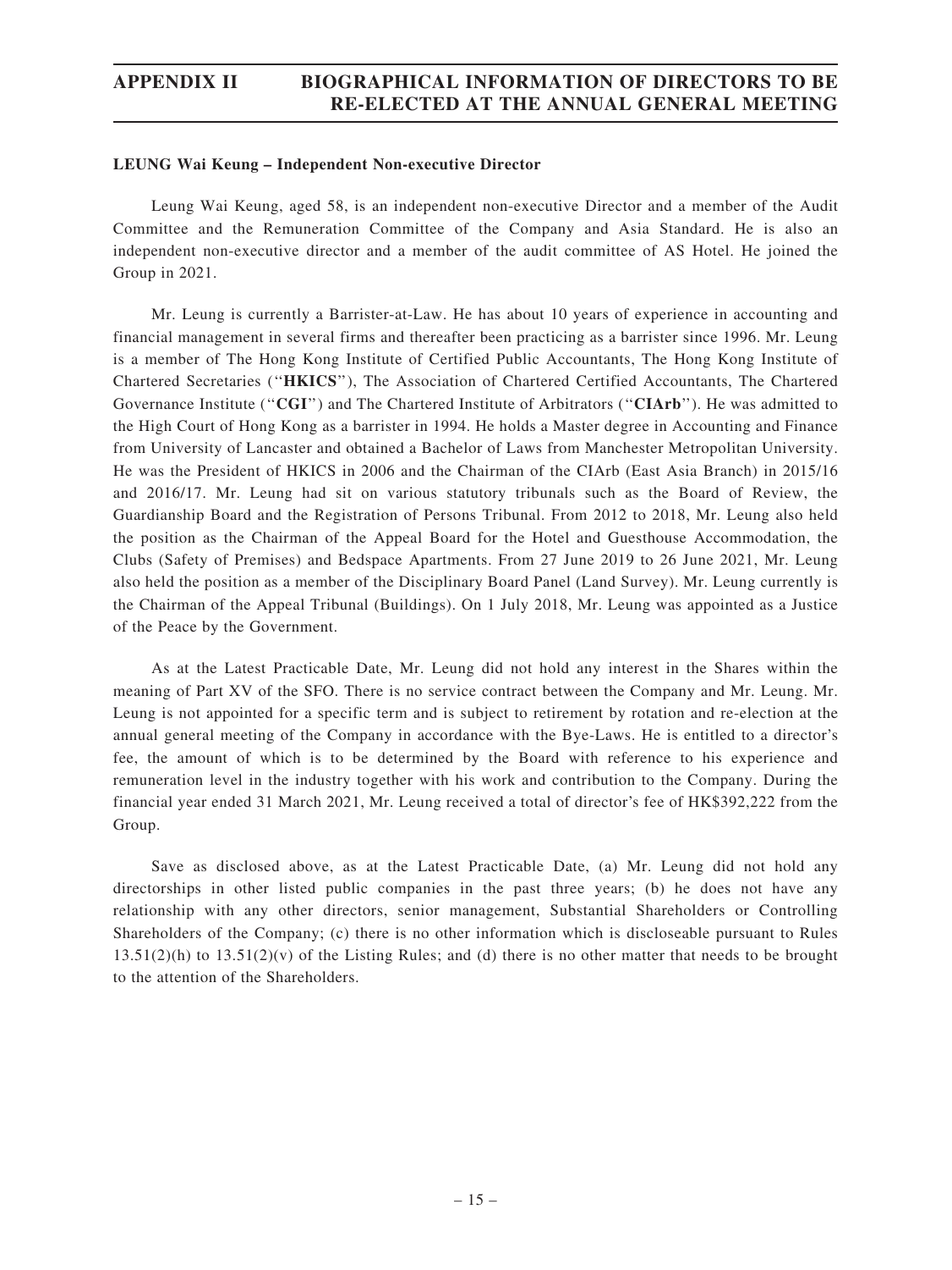**LEUNG Wai Keung – Independent Non-executive Director**

Leung Wai Keung, aged 58, is an independent non-executive Director and a member of the Audit Committee and the Remuneration Committee of the Company and Asia Standard. He is also an independent non-executive director and a member of the audit committee of AS Hotel. He joined the Group in 2021.

Mr. Leung is currently a Barrister-at-Law. He has about 10 years of experience in accounting and financial management in several firms and thereafter been practicing as a barrister since 1996. Mr. Leung is a member of The Hong Kong Institute of Certified Public Accountants, The Hong Kong Institute of Chartered Secretaries (''**HKICS**''), The Association of Chartered Certified Accountants, The Chartered Governance Institute (''**CGI**'') and The Chartered Institute of Arbitrators (''**CIArb**''). He was admitted to the High Court of Hong Kong as a barrister in 1994. He holds a Master degree in Accounting and Finance from University of Lancaster and obtained a Bachelor of Laws from Manchester Metropolitan University. He was the President of HKICS in 2006 and the Chairman of the CIArb (East Asia Branch) in 2015/16 and 2016/17. Mr. Leung had sit on various statutory tribunals such as the Board of Review, the Guardianship Board and the Registration of Persons Tribunal. From 2012 to 2018, Mr. Leung also held the position as the Chairman of the Appeal Board for the Hotel and Guesthouse Accommodation, the Clubs (Safety of Premises) and Bedspace Apartments. From 27 June 2019 to 26 June 2021, Mr. Leung also held the position as a member of the Disciplinary Board Panel (Land Survey). Mr. Leung currently is the Chairman of the Appeal Tribunal (Buildings). On 1 July 2018, Mr. Leung was appointed as a Justice of the Peace by the Government.

As at the Latest Practicable Date, Mr. Leung did not hold any interest in the Shares within the meaning of Part XV of the SFO. There is no service contract between the Company and Mr. Leung. Mr. Leung is not appointed for a specific term and is subject to retirement by rotation and re-election at the annual general meeting of the Company in accordance with the Bye-Laws. He is entitled to a director's fee, the amount of which is to be determined by the Board with reference to his experience and remuneration level in the industry together with his work and contribution to the Company. During the financial year ended 31 March 2021, Mr. Leung received a total of director's fee of HK$392,222 from the Group.

Save as disclosed above, as at the Latest Practicable Date, (a) Mr. Leung did not hold any directorships in other listed public companies in the past three years; (b) he does not have any relationship with any other directors, senior management, Substantial Shareholders or Controlling Shareholders of the Company; (c) there is no other information which is discloseable pursuant to Rules 13.51(2)(h) to 13.51(2)(v) of the Listing Rules; and (d) there is no other matter that needs to be brought to the attention of the Shareholders.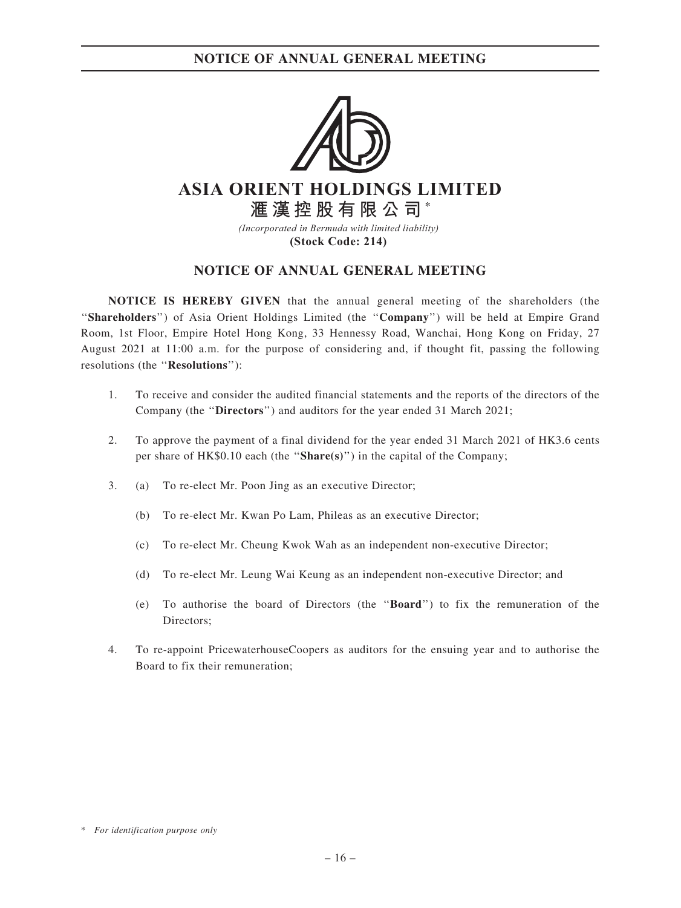# ASIA ORIENT HOLDINGS LIMITED

## 滙漢控股有限公司*

*(Incorporated in Bermuda with limited liability)*

**(Stock Code: 214)**

## NOTICE OF ANNUAL GENERAL MEETING

**NOTICE IS HEREBY GIVEN** that the annual general meeting of the shareholders (the "**Shareholders**") of Asia Orient Holdings Limited (the "**Company**") will be held at Empire Grand Room, 1st Floor, Empire Hotel Hong Kong, 33 Hennessy Road, Wanchai, Hong Kong on Friday, 27 August 2021 at 11:00 a.m. for the purpose of considering and, if thought fit, passing the following resolutions (the "**Resolutions**"):

1. To receive and consider the audited financial statements and the reports of the directors of the Company (the "**Directors**") and auditors for the year ended 31 March 2021;

2. To approve the payment of a final dividend for the year ended 31 March 2021 of HK3.6 cents per share of HK$0.10 each (the "**Share(s)**") in the capital of the Company;

3. (a) To re-elect Mr. Poon Jing as an executive Director;

   (b) To re-elect Mr. Kwan Po Lam, Phileas as an executive Director;

   (c) To re-elect Mr. Cheung Kwok Wah as an independent non-executive Director;

   (d) To re-elect Mr. Leung Wai Keung as an independent non-executive Director; and

   (e) To authorise the board of Directors (the "**Board**") to fix the remuneration of the Directors;

4. To re-appoint PricewaterhouseCoopers as auditors for the ensuing year and to authorise the Board to fix their remuneration;

\* *For identification purpose only*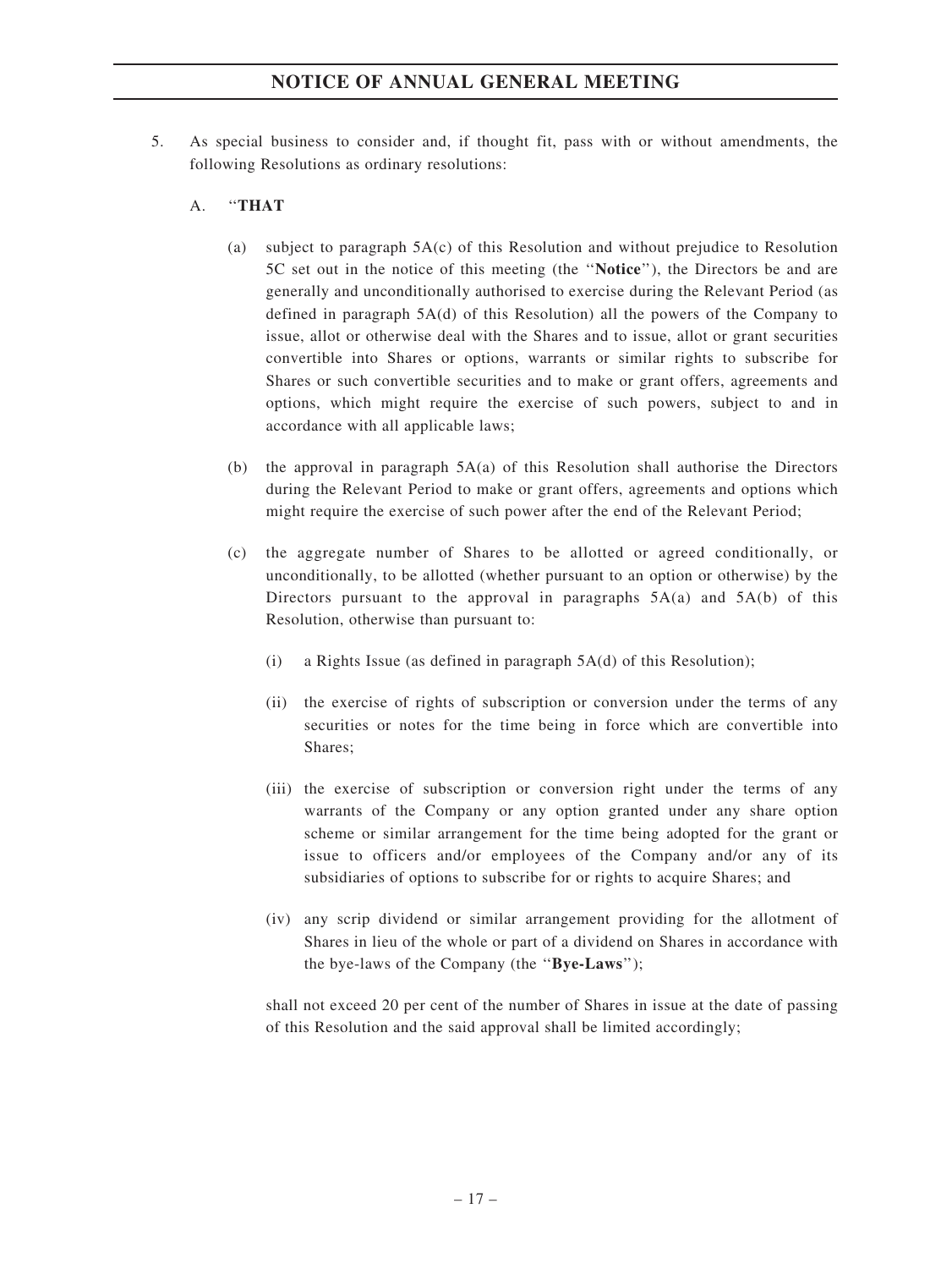5. As special business to consider and, if thought fit, pass with or without amendments, the following Resolutions as ordinary resolutions:

   A. "**THAT**

      (a) subject to paragraph 5A(c) of this Resolution and without prejudice to Resolution 5C set out in the notice of this meeting (the "**Notice**"), the Directors be and are generally and unconditionally authorised to exercise during the Relevant Period (as defined in paragraph 5A(d) of this Resolution) all the powers of the Company to issue, allot or otherwise deal with the Shares and to issue, allot or grant securities convertible into Shares or options, warrants or similar rights to subscribe for Shares or such convertible securities and to make or grant offers, agreements and options, which might require the exercise of such powers, subject to and in accordance with all applicable laws;

      (b) the approval in paragraph 5A(a) of this Resolution shall authorise the Directors during the Relevant Period to make or grant offers, agreements and options which might require the exercise of such power after the end of the Relevant Period;

      (c) the aggregate number of Shares to be allotted or agreed conditionally, or unconditionally, to be allotted (whether pursuant to an option or otherwise) by the Directors pursuant to the approval in paragraphs 5A(a) and 5A(b) of this Resolution, otherwise than pursuant to:

         (i) a Rights Issue (as defined in paragraph 5A(d) of this Resolution);

         (ii) the exercise of rights of subscription or conversion under the terms of any securities or notes for the time being in force which are convertible into Shares;

         (iii) the exercise of subscription or conversion right under the terms of any warrants of the Company or any option granted under any share option scheme or similar arrangement for the time being adopted for the grant or issue to officers and/or employees of the Company and/or any of its subsidiaries of options to subscribe for or rights to acquire Shares; and

         (iv) any scrip dividend or similar arrangement providing for the allotment of Shares in lieu of the whole or part of a dividend on Shares in accordance with the bye-laws of the Company (the "**Bye-Laws**");

      shall not exceed 20 per cent of the number of Shares in issue at the date of passing of this Resolution and the said approval shall be limited accordingly;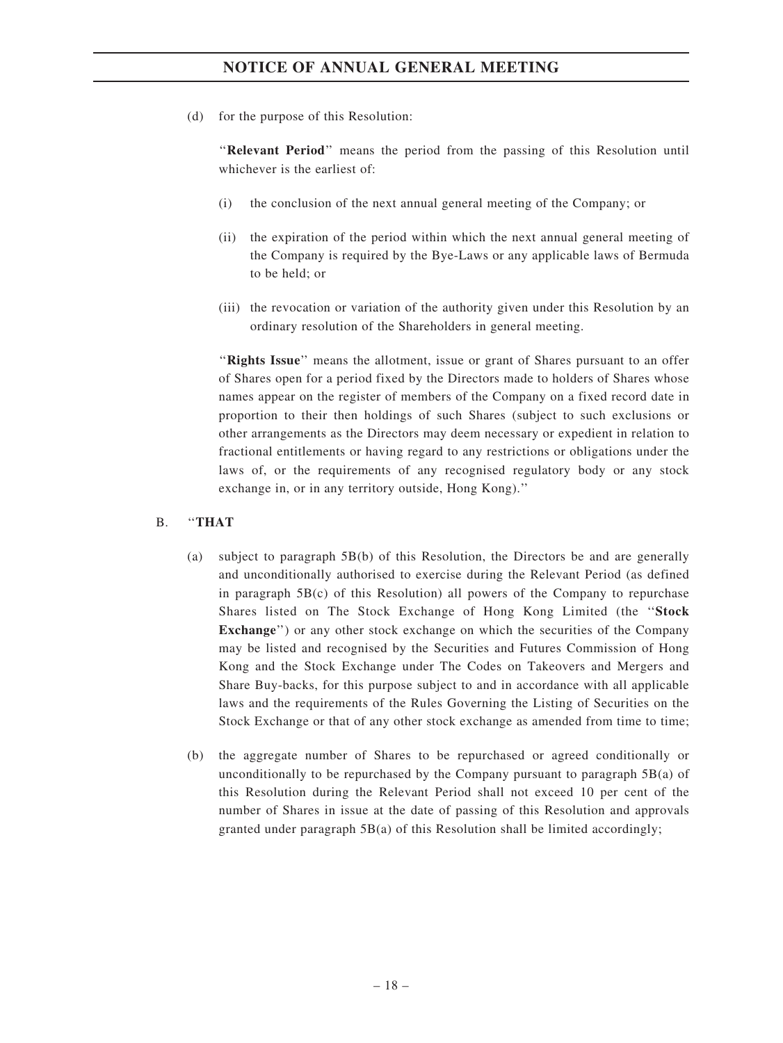(d) for the purpose of this Resolution:

"**Relevant Period**" means the period from the passing of this Resolution until whichever is the earliest of:

(i) the conclusion of the next annual general meeting of the Company; or

(ii) the expiration of the period within which the next annual general meeting of the Company is required by the Bye-Laws or any applicable laws of Bermuda to be held; or

(iii) the revocation or variation of the authority given under this Resolution by an ordinary resolution of the Shareholders in general meeting.

"**Rights Issue**" means the allotment, issue or grant of Shares pursuant to an offer of Shares open for a period fixed by the Directors made to holders of Shares whose names appear on the register of members of the Company on a fixed record date in proportion to their then holdings of such Shares (subject to such exclusions or other arrangements as the Directors may deem necessary or expedient in relation to fractional entitlements or having regard to any restrictions or obligations under the laws of, or the requirements of any recognised regulatory body or any stock exchange in, or in any territory outside, Hong Kong)."

B. "**THAT**

(a) subject to paragraph 5B(b) of this Resolution, the Directors be and are generally and unconditionally authorised to exercise during the Relevant Period (as defined in paragraph 5B(c) of this Resolution) all powers of the Company to repurchase Shares listed on The Stock Exchange of Hong Kong Limited (the "**Stock Exchange**") or any other stock exchange on which the securities of the Company may be listed and recognised by the Securities and Futures Commission of Hong Kong and the Stock Exchange under The Codes on Takeovers and Mergers and Share Buy-backs, for this purpose subject to and in accordance with all applicable laws and the requirements of the Rules Governing the Listing of Securities on the Stock Exchange or that of any other stock exchange as amended from time to time;

(b) the aggregate number of Shares to be repurchased or agreed conditionally or unconditionally to be repurchased by the Company pursuant to paragraph 5B(a) of this Resolution during the Relevant Period shall not exceed 10 per cent of the number of Shares in issue at the date of passing of this Resolution and approvals granted under paragraph 5B(a) of this Resolution shall be limited accordingly;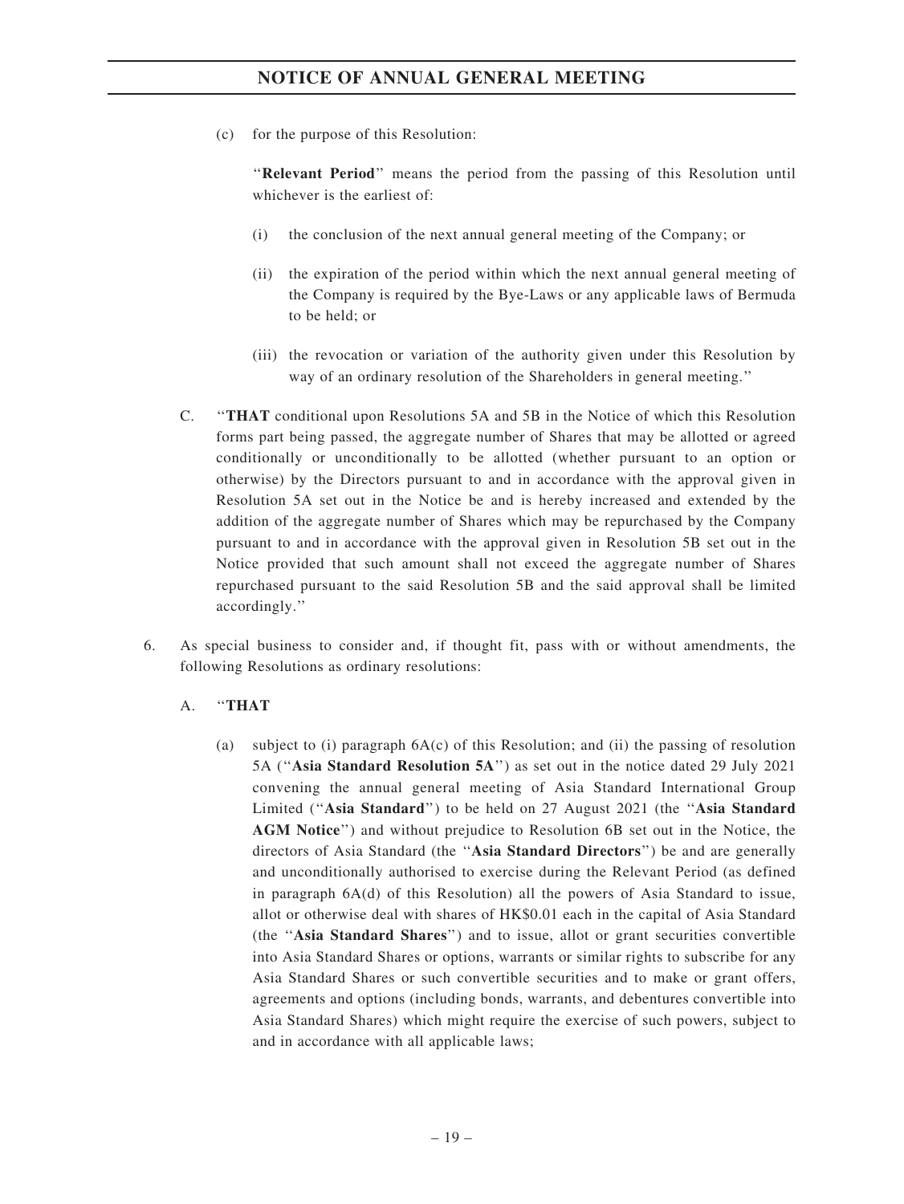(c) for the purpose of this Resolution:

''**Relevant Period**'' means the period from the passing of this Resolution until whichever is the earliest of:

(i) the conclusion of the next annual general meeting of the Company; or

(ii) the expiration of the period within which the next annual general meeting of the Company is required by the Bye-Laws or any applicable laws of Bermuda to be held; or

(iii) the revocation or variation of the authority given under this Resolution by way of an ordinary resolution of the Shareholders in general meeting.''

C. ''**THAT** conditional upon Resolutions 5A and 5B in the Notice of which this Resolution forms part being passed, the aggregate number of Shares that may be allotted or agreed conditionally or unconditionally to be allotted (whether pursuant to an option or otherwise) by the Directors pursuant to and in accordance with the approval given in Resolution 5A set out in the Notice be and is hereby increased and extended by the addition of the aggregate number of Shares which may be repurchased by the Company pursuant to and in accordance with the approval given in Resolution 5B set out in the Notice provided that such amount shall not exceed the aggregate number of Shares repurchased pursuant to the said Resolution 5B and the said approval shall be limited accordingly.''

6. As special business to consider and, if thought fit, pass with or without amendments, the following Resolutions as ordinary resolutions:

A. ''**THAT**

(a) subject to (i) paragraph 6A(c) of this Resolution; and (ii) the passing of resolution 5A (''**Asia Standard Resolution 5A**'') as set out in the notice dated 29 July 2021 convening the annual general meeting of Asia Standard International Group Limited (''**Asia Standard**'') to be held on 27 August 2021 (the ''**Asia Standard AGM Notice**'') and without prejudice to Resolution 6B set out in the Notice, the directors of Asia Standard (the ''**Asia Standard Directors**'') be and are generally and unconditionally authorised to exercise during the Relevant Period (as defined in paragraph 6A(d) of this Resolution) all the powers of Asia Standard to issue, allot or otherwise deal with shares of HK$0.01 each in the capital of Asia Standard (the ''**Asia Standard Shares**'') and to issue, allot or grant securities convertible into Asia Standard Shares or options, warrants or similar rights to subscribe for any Asia Standard Shares or such convertible securities and to make or grant offers, agreements and options (including bonds, warrants, and debentures convertible into Asia Standard Shares) which might require the exercise of such powers, subject to and in accordance with all applicable laws;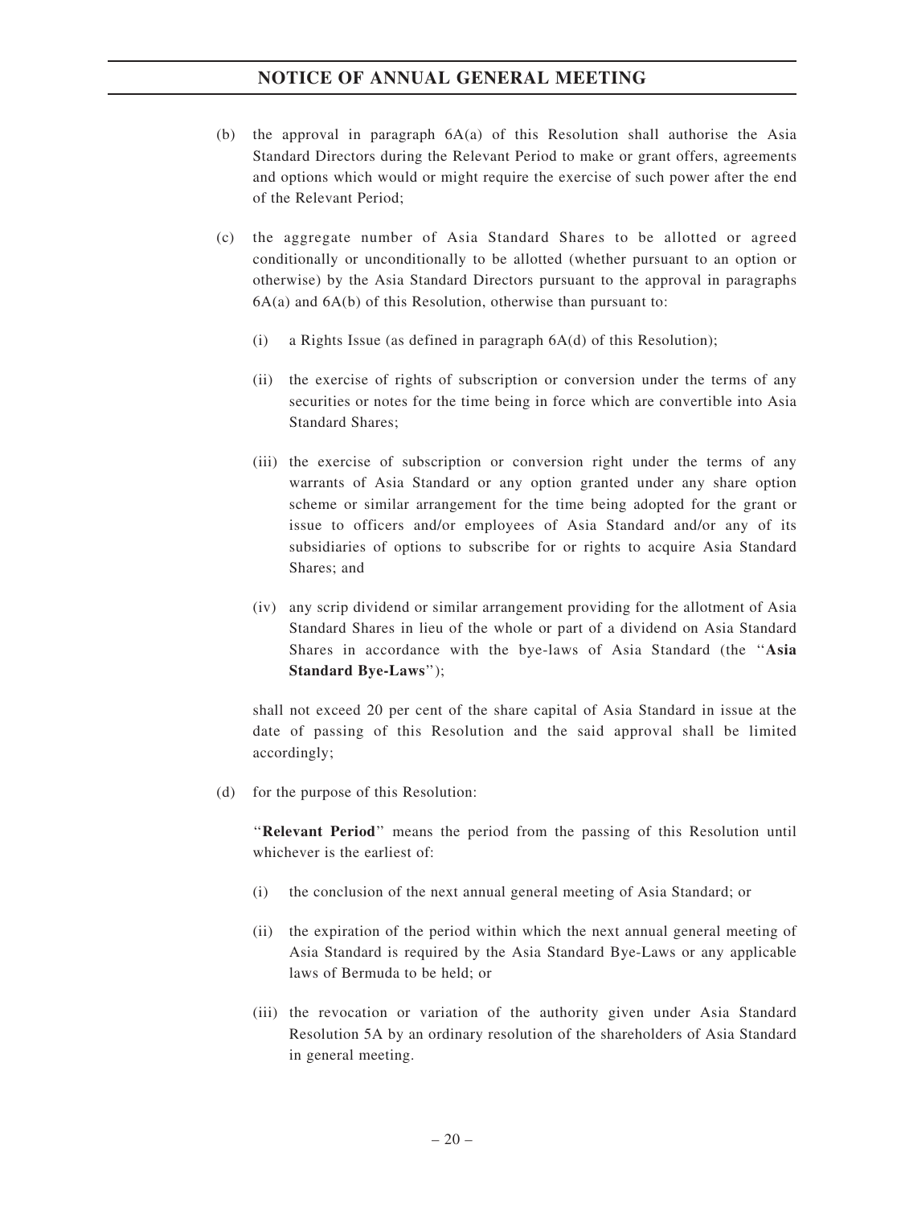(b) the approval in paragraph 6A(a) of this Resolution shall authorise the Asia Standard Directors during the Relevant Period to make or grant offers, agreements and options which would or might require the exercise of such power after the end of the Relevant Period;

(c) the aggregate number of Asia Standard Shares to be allotted or agreed conditionally or unconditionally to be allotted (whether pursuant to an option or otherwise) by the Asia Standard Directors pursuant to the approval in paragraphs 6A(a) and 6A(b) of this Resolution, otherwise than pursuant to:

(i) a Rights Issue (as defined in paragraph 6A(d) of this Resolution);

(ii) the exercise of rights of subscription or conversion under the terms of any securities or notes for the time being in force which are convertible into Asia Standard Shares;

(iii) the exercise of subscription or conversion right under the terms of any warrants of Asia Standard or any option granted under any share option scheme or similar arrangement for the time being adopted for the grant or issue to officers and/or employees of Asia Standard and/or any of its subsidiaries of options to subscribe for or rights to acquire Asia Standard Shares; and

(iv) any scrip dividend or similar arrangement providing for the allotment of Asia Standard Shares in lieu of the whole or part of a dividend on Asia Standard Shares in accordance with the bye-laws of Asia Standard (the "**Asia Standard Bye-Laws**");

shall not exceed 20 per cent of the share capital of Asia Standard in issue at the date of passing of this Resolution and the said approval shall be limited accordingly;

(d) for the purpose of this Resolution:

"**Relevant Period**" means the period from the passing of this Resolution until whichever is the earliest of:

(i) the conclusion of the next annual general meeting of Asia Standard; or

(ii) the expiration of the period within which the next annual general meeting of Asia Standard is required by the Asia Standard Bye-Laws or any applicable laws of Bermuda to be held; or

(iii) the revocation or variation of the authority given under Asia Standard Resolution 5A by an ordinary resolution of the shareholders of Asia Standard in general meeting.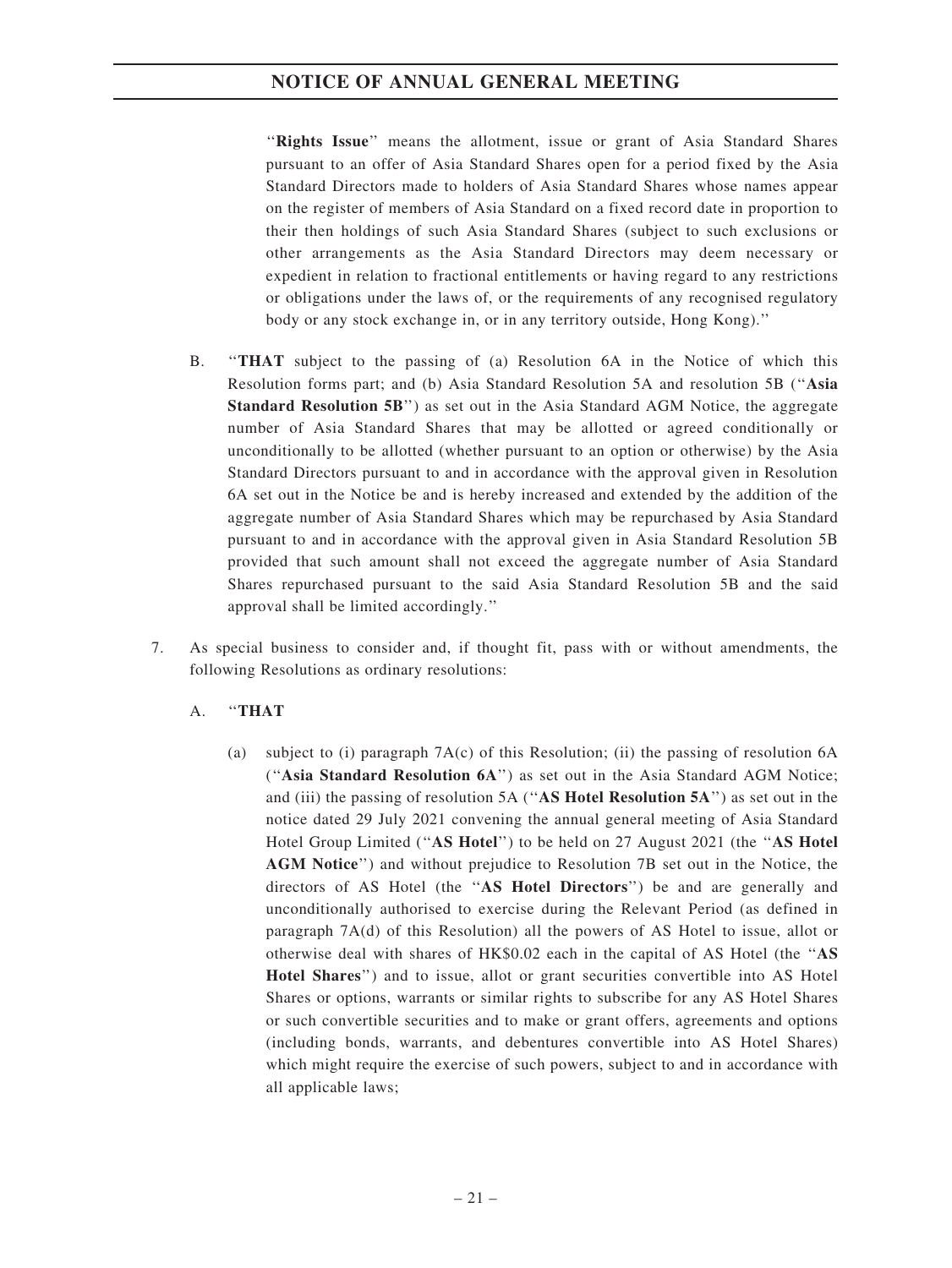"**Rights Issue**" means the allotment, issue or grant of Asia Standard Shares pursuant to an offer of Asia Standard Shares open for a period fixed by the Asia Standard Directors made to holders of Asia Standard Shares whose names appear on the register of members of Asia Standard on a fixed record date in proportion to their then holdings of such Asia Standard Shares (subject to such exclusions or other arrangements as the Asia Standard Directors may deem necessary or expedient in relation to fractional entitlements or having regard to any restrictions or obligations under the laws of, or the requirements of any recognised regulatory body or any stock exchange in, or in any territory outside, Hong Kong)."

B. "**THAT** subject to the passing of (a) Resolution 6A in the Notice of which this Resolution forms part; and (b) Asia Standard Resolution 5A and resolution 5B ("**Asia Standard Resolution 5B**") as set out in the Asia Standard AGM Notice, the aggregate number of Asia Standard Shares that may be allotted or agreed conditionally or unconditionally to be allotted (whether pursuant to an option or otherwise) by the Asia Standard Directors pursuant to and in accordance with the approval given in Resolution 6A set out in the Notice be and is hereby increased and extended by the addition of the aggregate number of Asia Standard Shares which may be repurchased by Asia Standard pursuant to and in accordance with the approval given in Asia Standard Resolution 5B provided that such amount shall not exceed the aggregate number of Asia Standard Shares repurchased pursuant to the said Asia Standard Resolution 5B and the said approval shall be limited accordingly."

7. As special business to consider and, if thought fit, pass with or without amendments, the following Resolutions as ordinary resolutions:

A. "**THAT**

(a) subject to (i) paragraph 7A(c) of this Resolution; (ii) the passing of resolution 6A ("**Asia Standard Resolution 6A**") as set out in the Asia Standard AGM Notice; and (iii) the passing of resolution 5A ("**AS Hotel Resolution 5A**") as set out in the notice dated 29 July 2021 convening the annual general meeting of Asia Standard Hotel Group Limited ("**AS Hotel**") to be held on 27 August 2021 (the "**AS Hotel AGM Notice**") and without prejudice to Resolution 7B set out in the Notice, the directors of AS Hotel (the "**AS Hotel Directors**") be and are generally and unconditionally authorised to exercise during the Relevant Period (as defined in paragraph 7A(d) of this Resolution) all the powers of AS Hotel to issue, allot or otherwise deal with shares of HK$0.02 each in the capital of AS Hotel (the "**AS Hotel Shares**") and to issue, allot or grant securities convertible into AS Hotel Shares or options, warrants or similar rights to subscribe for any AS Hotel Shares or such convertible securities and to make or grant offers, agreements and options (including bonds, warrants, and debentures convertible into AS Hotel Shares) which might require the exercise of such powers, subject to and in accordance with all applicable laws;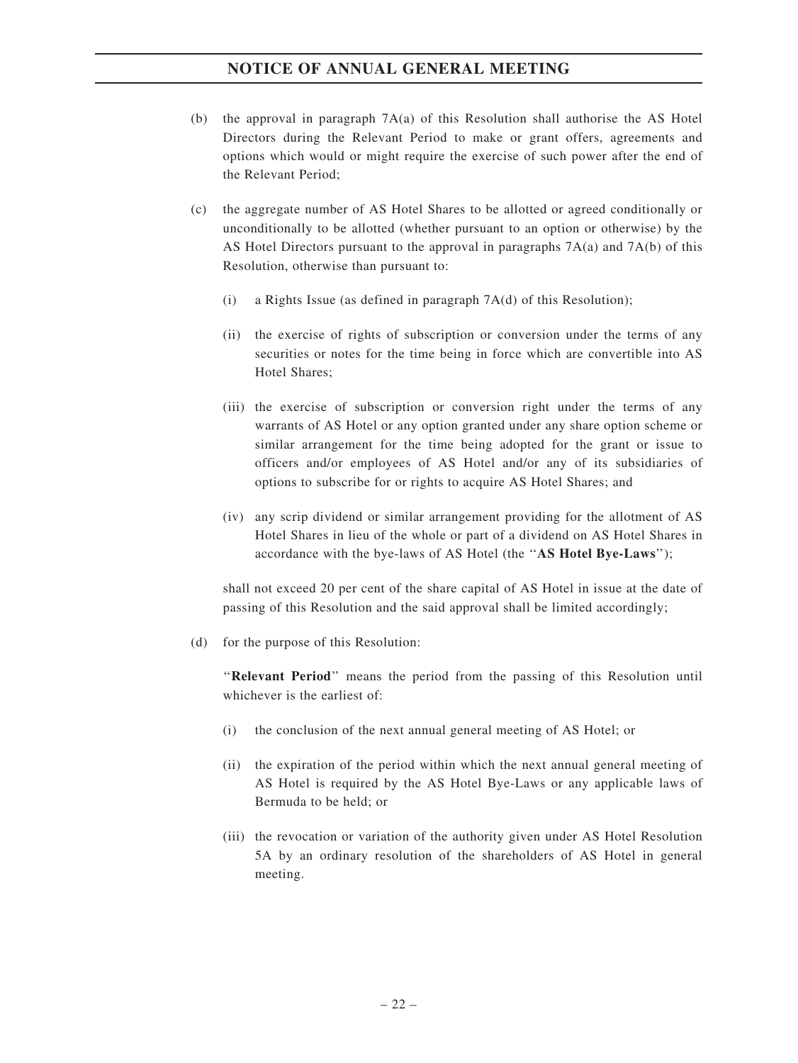(b) the approval in paragraph 7A(a) of this Resolution shall authorise the AS Hotel Directors during the Relevant Period to make or grant offers, agreements and options which would or might require the exercise of such power after the end of the Relevant Period;

(c) the aggregate number of AS Hotel Shares to be allotted or agreed conditionally or unconditionally to be allotted (whether pursuant to an option or otherwise) by the AS Hotel Directors pursuant to the approval in paragraphs 7A(a) and 7A(b) of this Resolution, otherwise than pursuant to:

   (i) a Rights Issue (as defined in paragraph 7A(d) of this Resolution);

   (ii) the exercise of rights of subscription or conversion under the terms of any securities or notes for the time being in force which are convertible into AS Hotel Shares;

   (iii) the exercise of subscription or conversion right under the terms of any warrants of AS Hotel or any option granted under any share option scheme or similar arrangement for the time being adopted for the grant or issue to officers and/or employees of AS Hotel and/or any of its subsidiaries of options to subscribe for or rights to acquire AS Hotel Shares; and

   (iv) any scrip dividend or similar arrangement providing for the allotment of AS Hotel Shares in lieu of the whole or part of a dividend on AS Hotel Shares in accordance with the bye-laws of AS Hotel (the "**AS Hotel Bye-Laws**");

   shall not exceed 20 per cent of the share capital of AS Hotel in issue at the date of passing of this Resolution and the said approval shall be limited accordingly;

(d) for the purpose of this Resolution:

   "**Relevant Period**" means the period from the passing of this Resolution until whichever is the earliest of:

   (i) the conclusion of the next annual general meeting of AS Hotel; or

   (ii) the expiration of the period within which the next annual general meeting of AS Hotel is required by the AS Hotel Bye-Laws or any applicable laws of Bermuda to be held; or

   (iii) the revocation or variation of the authority given under AS Hotel Resolution 5A by an ordinary resolution of the shareholders of AS Hotel in general meeting.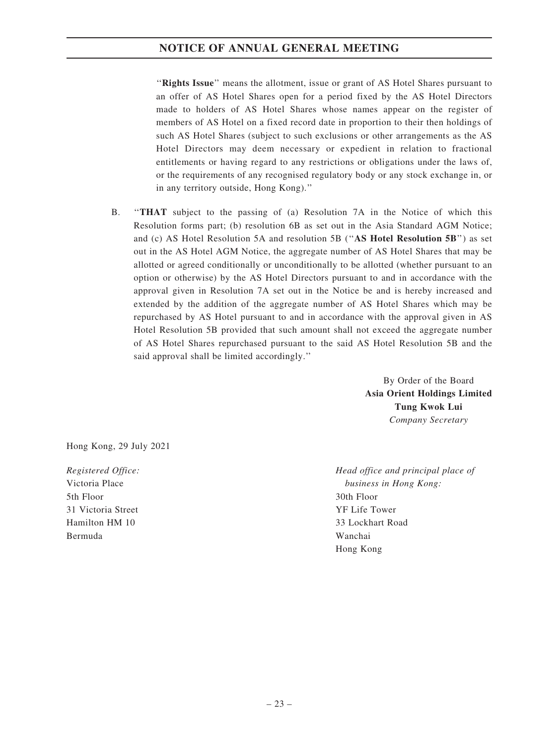"**Rights Issue**" means the allotment, issue or grant of AS Hotel Shares pursuant to an offer of AS Hotel Shares open for a period fixed by the AS Hotel Directors made to holders of AS Hotel Shares whose names appear on the register of members of AS Hotel on a fixed record date in proportion to their then holdings of such AS Hotel Shares (subject to such exclusions or other arrangements as the AS Hotel Directors may deem necessary or expedient in relation to fractional entitlements or having regard to any restrictions or obligations under the laws of, or the requirements of any recognised regulatory body or any stock exchange in, or in any territory outside, Hong Kong)."

B. "**THAT** subject to the passing of (a) Resolution 7A in the Notice of which this Resolution forms part; (b) resolution 6B as set out in the Asia Standard AGM Notice; and (c) AS Hotel Resolution 5A and resolution 5B ("**AS Hotel Resolution 5B**") as set out in the AS Hotel AGM Notice, the aggregate number of AS Hotel Shares that may be allotted or agreed conditionally or unconditionally to be allotted (whether pursuant to an option or otherwise) by the AS Hotel Directors pursuant to and in accordance with the approval given in Resolution 7A set out in the Notice be and is hereby increased and extended by the addition of the aggregate number of AS Hotel Shares which may be repurchased by AS Hotel pursuant to and in accordance with the approval given in AS Hotel Resolution 5B provided that such amount shall not exceed the aggregate number of AS Hotel Shares repurchased pursuant to the said AS Hotel Resolution 5B and the said approval shall be limited accordingly."

By Order of the Board
**Asia Orient Holdings Limited**
**Tung Kwok Lui**
*Company Secretary*

Hong Kong, 29 July 2021

*Registered Office:*
Victoria Place
5th Floor
31 Victoria Street
Hamilton HM 10
Bermuda

*Head office and principal place of business in Hong Kong:*
30th Floor
YF Life Tower
33 Lockhart Road
Wanchai
Hong Kong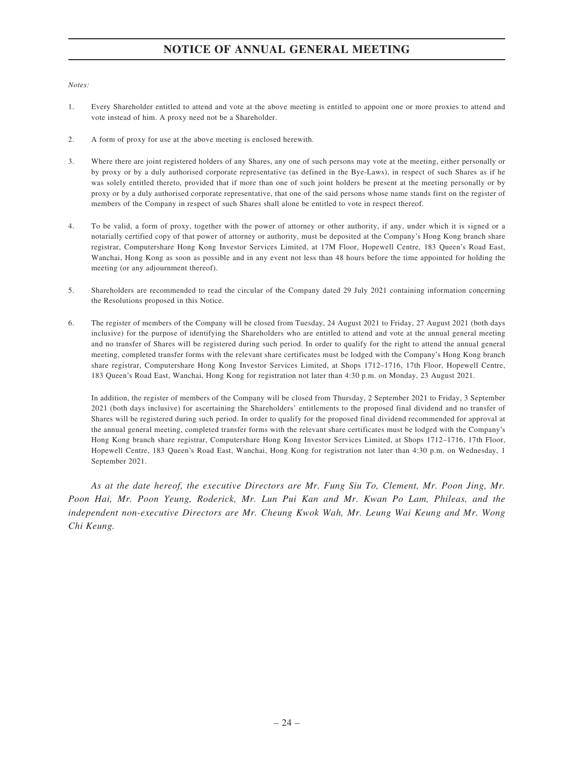# NOTICE OF ANNUAL GENERAL MEETING

*Notes:*

1. Every Shareholder entitled to attend and vote at the above meeting is entitled to appoint one or more proxies to attend and vote instead of him. A proxy need not be a Shareholder.

2. A form of proxy for use at the above meeting is enclosed herewith.

3. Where there are joint registered holders of any Shares, any one of such persons may vote at the meeting, either personally or by proxy or by a duly authorised corporate representative (as defined in the Bye-Laws), in respect of such Shares as if he was solely entitled thereto, provided that if more than one of such joint holders be present at the meeting personally or by proxy or by a duly authorised corporate representative, that one of the said persons whose name stands first on the register of members of the Company in respect of such Shares shall alone be entitled to vote in respect thereof.

4. To be valid, a form of proxy, together with the power of attorney or other authority, if any, under which it is signed or a notarially certified copy of that power of attorney or authority, must be deposited at the Company's Hong Kong branch share registrar, Computershare Hong Kong Investor Services Limited, at 17M Floor, Hopewell Centre, 183 Queen's Road East, Wanchai, Hong Kong as soon as possible and in any event not less than 48 hours before the time appointed for holding the meeting (or any adjournment thereof).

5. Shareholders are recommended to read the circular of the Company dated 29 July 2021 containing information concerning the Resolutions proposed in this Notice.

6. The register of members of the Company will be closed from Tuesday, 24 August 2021 to Friday, 27 August 2021 (both days inclusive) for the purpose of identifying the Shareholders who are entitled to attend and vote at the annual general meeting and no transfer of Shares will be registered during such period. In order to qualify for the right to attend the annual general meeting, completed transfer forms with the relevant share certificates must be lodged with the Company's Hong Kong branch share registrar, Computershare Hong Kong Investor Services Limited, at Shops 1712–1716, 17th Floor, Hopewell Centre, 183 Queen's Road East, Wanchai, Hong Kong for registration not later than 4:30 p.m. on Monday, 23 August 2021.

   In addition, the register of members of the Company will be closed from Thursday, 2 September 2021 to Friday, 3 September 2021 (both days inclusive) for ascertaining the Shareholders' entitlements to the proposed final dividend and no transfer of Shares will be registered during such period. In order to qualify for the proposed final dividend recommended for approval at the annual general meeting, completed transfer forms with the relevant share certificates must be lodged with the Company's Hong Kong branch share registrar, Computershare Hong Kong Investor Services Limited, at Shops 1712–1716, 17th Floor, Hopewell Centre, 183 Queen's Road East, Wanchai, Hong Kong for registration not later than 4:30 p.m. on Wednesday, 1 September 2021.

*As at the date hereof, the executive Directors are Mr. Fung Siu To, Clement, Mr. Poon Jing, Mr. Poon Hai, Mr. Poon Yeung, Roderick, Mr. Lun Pui Kan and Mr. Kwan Po Lam, Phileas, and the independent non-executive Directors are Mr. Cheung Kwok Wah, Mr. Leung Wai Keung and Mr. Wong Chi Keung.*